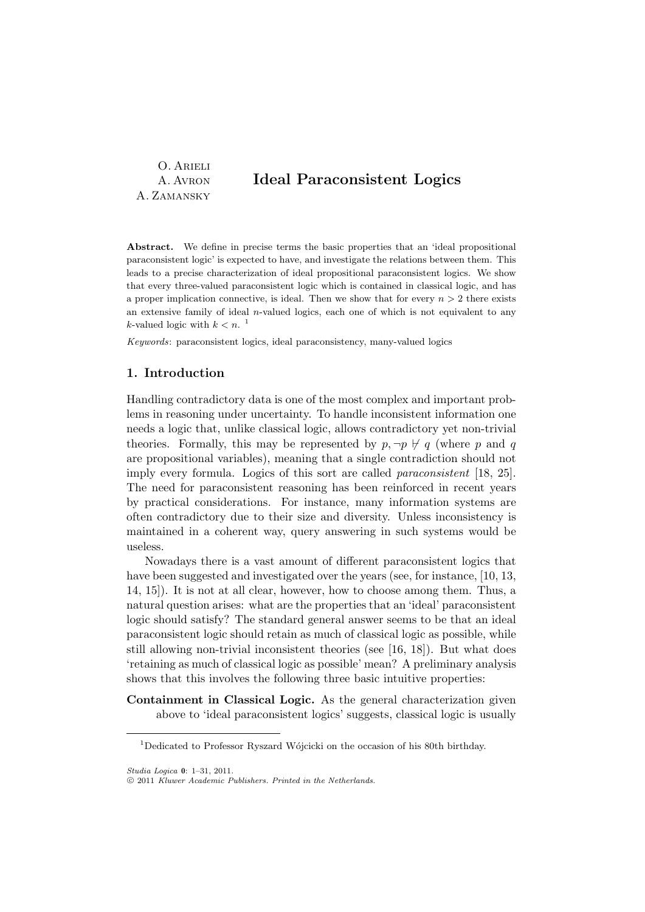O. Arieli
A. Avron
A. Zamansky

# Ideal Paraconsistent Logics

**Abstract.** We define in precise terms the basic properties that an 'ideal propositional paraconsistent logic' is expected to have, and investigate the relations between them. This leads to a precise characterization of ideal propositional paraconsistent logics. We show that every three-valued paraconsistent logic which is contained in classical logic, and has a proper implication connective, is ideal. Then we show that for every $n > 2$ there exists an extensive family of ideal $n$-valued logics, each one of which is not equivalent to any $k$-valued logic with $k < n$. [1]

*Keywords*: paraconsistent logics, ideal paraconsistency, many-valued logics

## 1. Introduction

Handling contradictory data is one of the most complex and important problems in reasoning under uncertainty. To handle inconsistent information one needs a logic that, unlike classical logic, allows contradictory yet non-trivial theories. Formally, this may be represented by $p, \neg p \not\vdash q$ (where $p$ and $q$ are propositional variables), meaning that a single contradiction should not imply every formula. Logics of this sort are called *paraconsistent* [18, 25]. The need for paraconsistent reasoning has been reinforced in recent years by practical considerations. For instance, many information systems are often contradictory due to their size and diversity. Unless inconsistency is maintained in a coherent way, query answering in such systems would be useless.

Nowadays there is a vast amount of different paraconsistent logics that have been suggested and investigated over the years (see, for instance, [10, 13, 14, 15]). It is not at all clear, however, how to choose among them. Thus, a natural question arises: what are the properties that an 'ideal' paraconsistent logic should satisfy? The standard general answer seems to be that an ideal paraconsistent logic should retain as much of classical logic as possible, while still allowing non-trivial inconsistent theories (see [16, 18]). But what does 'retaining as much of classical logic as possible' mean? A preliminary analysis shows that this involves the following three basic intuitive properties:

**Containment in Classical Logic.** As the general characterization given above to 'ideal paraconsistent logics' suggests, classical logic is usually

[1] Dedicated to Professor Ryszard Wójcicki on the occasion of his 80th birthday.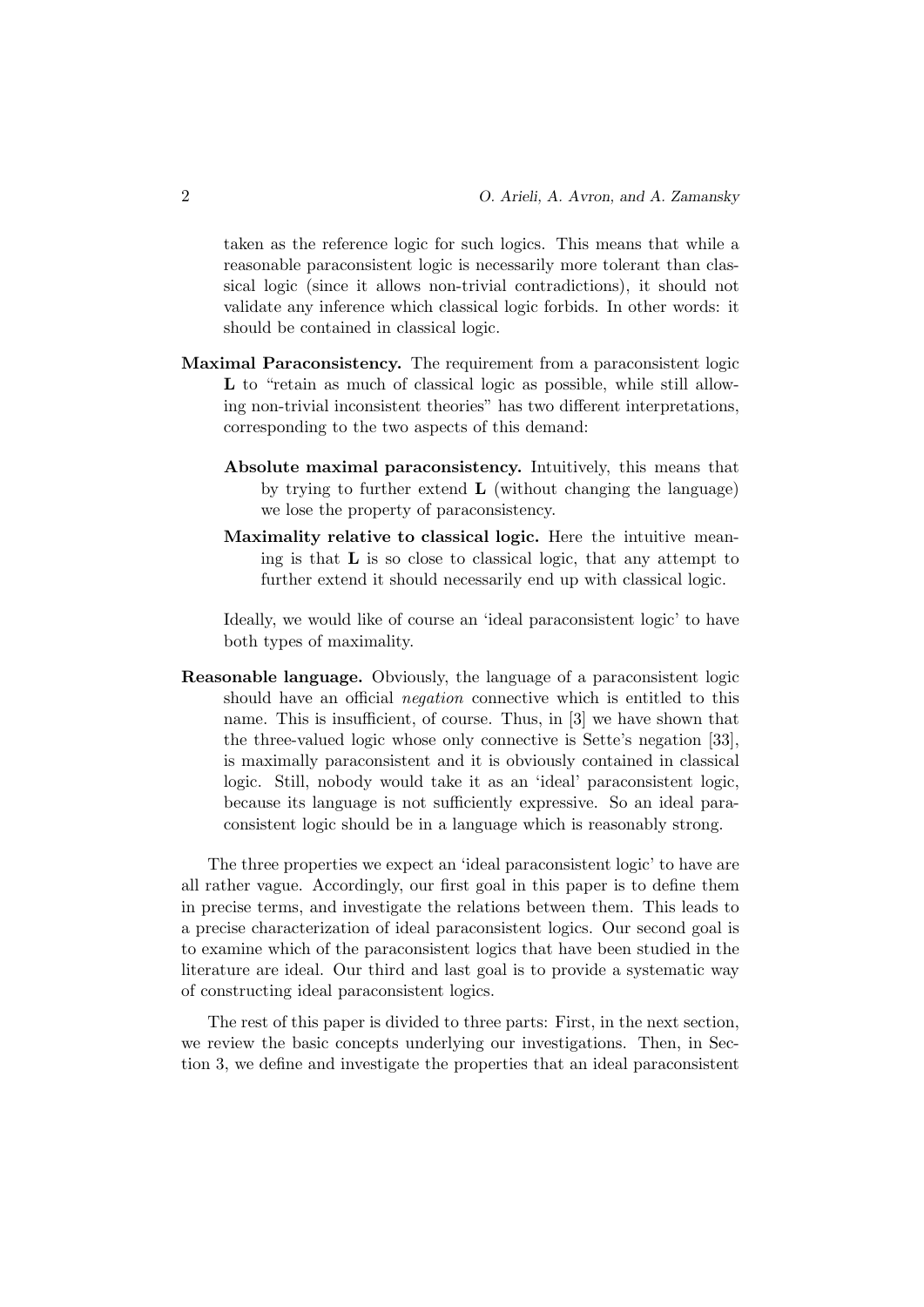taken as the reference logic for such logics. This means that while a reasonable paraconsistent logic is necessarily more tolerant than classical logic (since it allows non-trivial contradictions), it should not validate any inference which classical logic forbids. In other words: it should be contained in classical logic.

**Maximal Paraconsistency.** The requirement from a paraconsistent logic **L** to "retain as much of classical logic as possible, while still allowing non-trivial inconsistent theories" has two different interpretations, corresponding to the two aspects of this demand:

> **Absolute maximal paraconsistency.** Intuitively, this means that by trying to further extend **L** (without changing the language) we lose the property of paraconsistency.
>
> **Maximality relative to classical logic.** Here the intuitive meaning is that **L** is so close to classical logic, that any attempt to further extend it should necessarily end up with classical logic.

Ideally, we would like of course an 'ideal paraconsistent logic' to have both types of maximality.

**Reasonable language.** Obviously, the language of a paraconsistent logic should have an official *negation* connective which is entitled to this name. This is insufficient, of course. Thus, in [3] we have shown that the three-valued logic whose only connective is Sette's negation [33], is maximally paraconsistent and it is obviously contained in classical logic. Still, nobody would take it as an 'ideal' paraconsistent logic, because its language is not sufficiently expressive. So an ideal paraconsistent logic should be in a language which is reasonably strong.

The three properties we expect an 'ideal paraconsistent logic' to have are all rather vague. Accordingly, our first goal in this paper is to define them in precise terms, and investigate the relations between them. This leads to a precise characterization of ideal paraconsistent logics. Our second goal is to examine which of the paraconsistent logics that have been studied in the literature are ideal. Our third and last goal is to provide a systematic way of constructing ideal paraconsistent logics.

The rest of this paper is divided to three parts: First, in the next section, we review the basic concepts underlying our investigations. Then, in Section 3, we define and investigate the properties that an ideal paraconsistent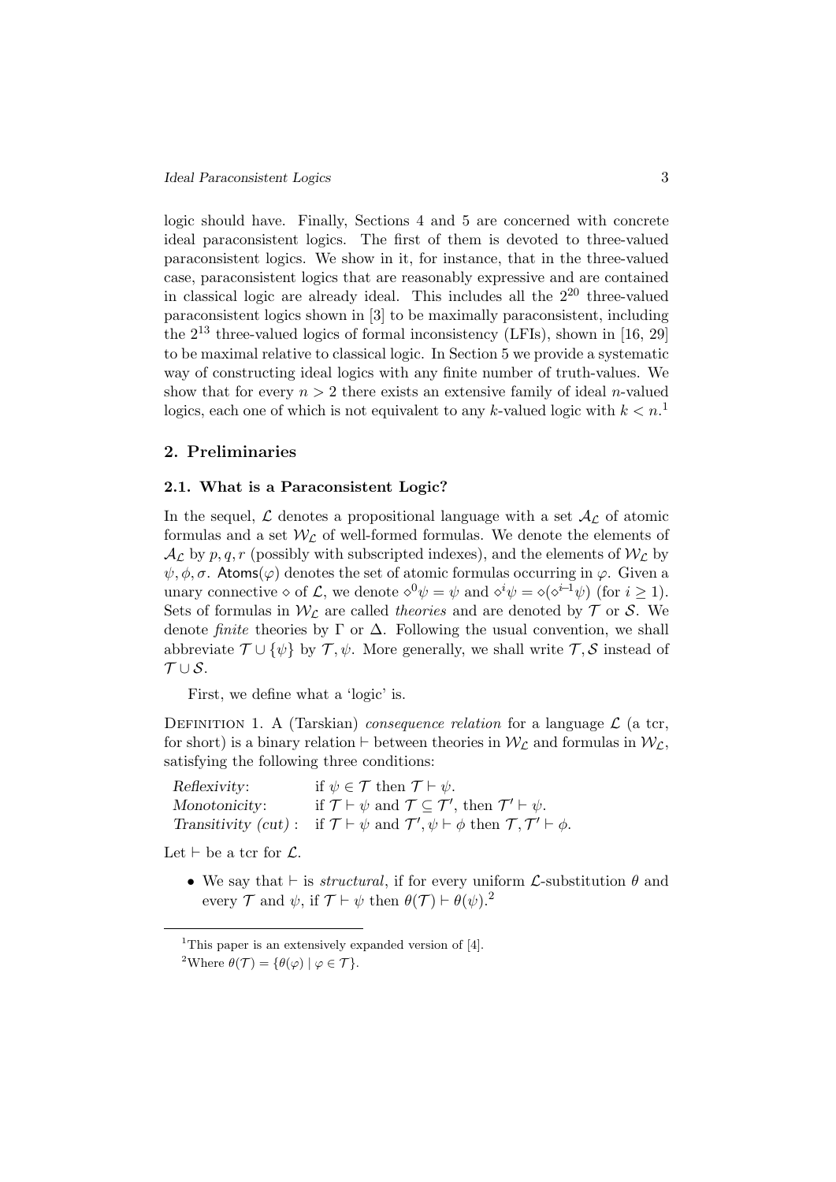logic should have. Finally, Sections 4 and 5 are concerned with concrete ideal paraconsistent logics. The first of them is devoted to three-valued paraconsistent logics. We show in it, for instance, that in the three-valued case, paraconsistent logics that are reasonably expressive and are contained in classical logic are already ideal. This includes all the $2^{20}$ three-valued paraconsistent logics shown in [3] to be maximally paraconsistent, including the $2^{13}$ three-valued logics of formal inconsistency (LFIs), shown in [16, 29] to be maximal relative to classical logic. In Section 5 we provide a systematic way of constructing ideal logics with any finite number of truth-values. We show that for every $n > 2$ there exists an extensive family of ideal $n$-valued logics, each one of which is not equivalent to any $k$-valued logic with $k < n$.[1]

## 2. Preliminaries

### 2.1. What is a Paraconsistent Logic?

In the sequel, $\mathcal{L}$ denotes a propositional language with a set $\mathcal{A}_{\mathcal{L}}$ of atomic formulas and a set $\mathcal{W}_{\mathcal{L}}$ of well-formed formulas. We denote the elements of $\mathcal{A}_{\mathcal{L}}$ by $p, q, r$ (possibly with subscripted indexes), and the elements of $\mathcal{W}_{\mathcal{L}}$ by $\psi, \phi, \sigma$. $\mathsf{Atoms}(\varphi)$ denotes the set of atomic formulas occurring in $\varphi$. Given a unary connective $\diamond$ of $\mathcal{L}$, we denote $\diamond^0\psi = \psi$ and $\diamond^i\psi = \diamond(\diamond^{i-1}\psi)$ (for $i \geq 1$). Sets of formulas in $\mathcal{W}_{\mathcal{L}}$ are called *theories* and are denoted by $\mathcal{T}$ or $\mathcal{S}$. We denote *finite* theories by $\Gamma$ or $\Delta$. Following the usual convention, we shall abbreviate $\mathcal{T} \cup \{\psi\}$ by $\mathcal{T}, \psi$. More generally, we shall write $\mathcal{T}, \mathcal{S}$ instead of $\mathcal{T} \cup \mathcal{S}$.

First, we define what a 'logic' is.

Definition 1. A (Tarskian) *consequence relation* for a language $\mathcal{L}$ (a tcr, for short) is a binary relation $\vdash$ between theories in $\mathcal{W}_{\mathcal{L}}$ and formulas in $\mathcal{W}_{\mathcal{L}}$, satisfying the following three conditions:

| | |
|---|---|
| *Reflexivity*: | if $\psi \in \mathcal{T}$ then $\mathcal{T} \vdash \psi$. |
| *Monotonicity*: | if $\mathcal{T} \vdash \psi$ and $\mathcal{T} \subseteq \mathcal{T}'$, then $\mathcal{T}' \vdash \psi$. |
| *Transitivity (cut)*: | if $\mathcal{T} \vdash \psi$ and $\mathcal{T}', \psi \vdash \phi$ then $\mathcal{T}, \mathcal{T}' \vdash \phi$. |

Let $\vdash$ be a tcr for $\mathcal{L}$.

- We say that $\vdash$ is *structural*, if for every uniform $\mathcal{L}$-substitution $\theta$ and every $\mathcal{T}$ and $\psi$, if $\mathcal{T} \vdash \psi$ then $\theta(\mathcal{T}) \vdash \theta(\psi)$.[2]

[1] This paper is an extensively expanded version of [4].

[2] Where $\theta(\mathcal{T}) = \{\theta(\varphi) \mid \varphi \in \mathcal{T}\}$.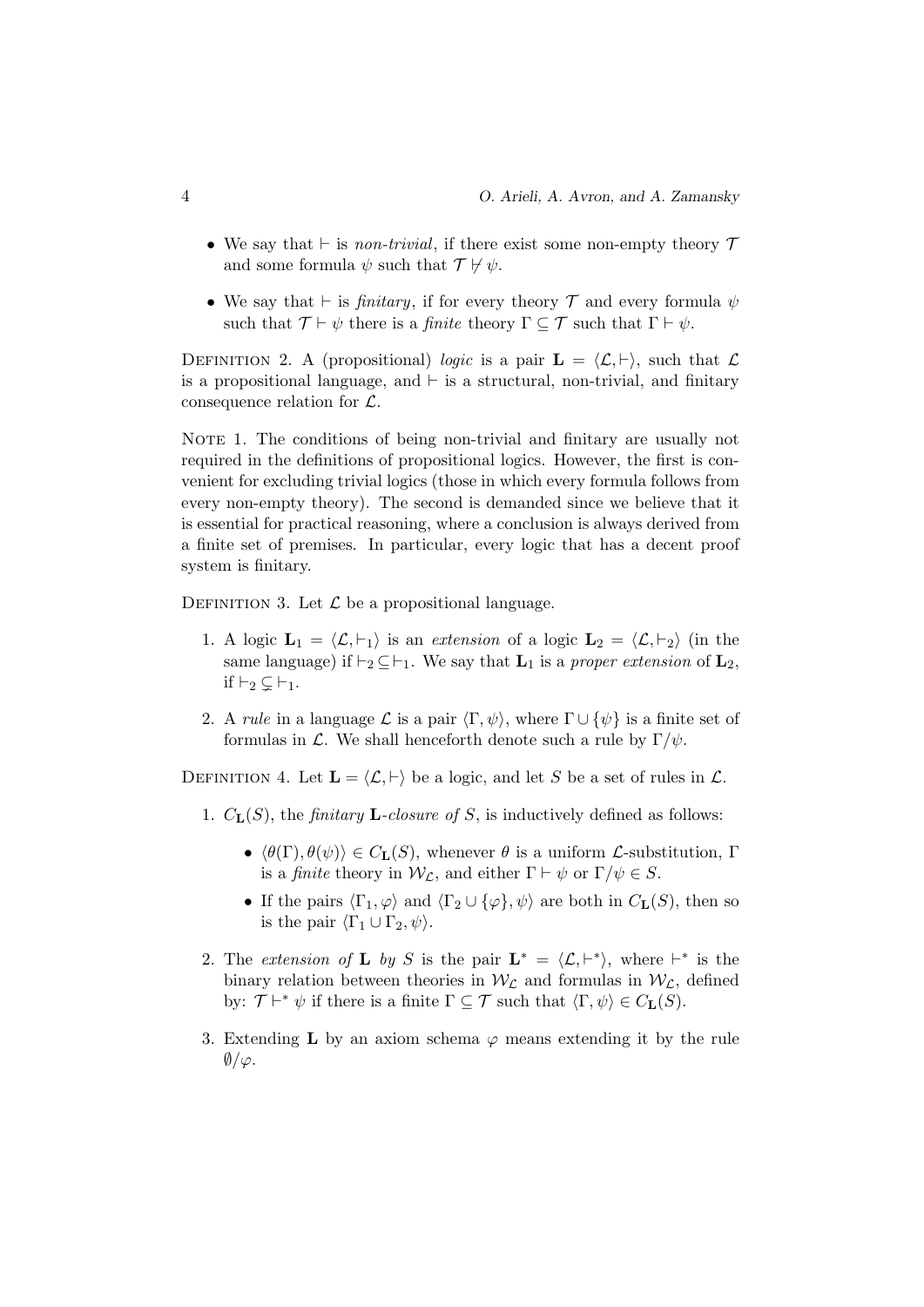- We say that $\vdash$ is *non-trivial*, if there exist some non-empty theory $\mathcal{T}$ and some formula $\psi$ such that $\mathcal{T} \not\vdash \psi$.
- We say that $\vdash$ is *finitary*, if for every theory $\mathcal{T}$ and every formula $\psi$ such that $\mathcal{T} \vdash \psi$ there is a *finite* theory $\Gamma \subseteq \mathcal{T}$ such that $\Gamma \vdash \psi$.

DEFINITION 2. A (propositional) *logic* is a pair $\mathbf{L} = \langle \mathcal{L}, \vdash \rangle$, such that $\mathcal{L}$ is a propositional language, and $\vdash$ is a structural, non-trivial, and finitary consequence relation for $\mathcal{L}$.

NOTE 1. The conditions of being non-trivial and finitary are usually not required in the definitions of propositional logics. However, the first is convenient for excluding trivial logics (those in which every formula follows from every non-empty theory). The second is demanded since we believe that it is essential for practical reasoning, where a conclusion is always derived from a finite set of premises. In particular, every logic that has a decent proof system is finitary.

DEFINITION 3. Let $\mathcal{L}$ be a propositional language.

1. A logic $\mathbf{L}_1 = \langle \mathcal{L}, \vdash_1 \rangle$ is an *extension* of a logic $\mathbf{L}_2 = \langle \mathcal{L}, \vdash_2 \rangle$ (in the same language) if $\vdash_2 \subseteq \vdash_1$. We say that $\mathbf{L}_1$ is a *proper extension* of $\mathbf{L}_2$, if $\vdash_2 \subsetneq \vdash_1$.
2. A *rule* in a language $\mathcal{L}$ is a pair $\langle \Gamma, \psi \rangle$, where $\Gamma \cup \{\psi\}$ is a finite set of formulas in $\mathcal{L}$. We shall henceforth denote such a rule by $\Gamma/\psi$.

DEFINITION 4. Let $\mathbf{L} = \langle \mathcal{L}, \vdash \rangle$ be a logic, and let $S$ be a set of rules in $\mathcal{L}$.

1. $C_{\mathbf{L}}(S)$, the *finitary* $\mathbf{L}$*-closure of* $S$, is inductively defined as follows:
   - $\langle \theta(\Gamma), \theta(\psi) \rangle \in C_{\mathbf{L}}(S)$, whenever $\theta$ is a uniform $\mathcal{L}$-substitution, $\Gamma$ is a *finite* theory in $\mathcal{W}_{\mathcal{L}}$, and either $\Gamma \vdash \psi$ or $\Gamma/\psi \in S$.
   - If the pairs $\langle \Gamma_1, \varphi \rangle$ and $\langle \Gamma_2 \cup \{\varphi\}, \psi \rangle$ are both in $C_{\mathbf{L}}(S)$, then so is the pair $\langle \Gamma_1 \cup \Gamma_2, \psi \rangle$.
2. The *extension of* $\mathbf{L}$ *by* $S$ is the pair $\mathbf{L}^* = \langle \mathcal{L}, \vdash^* \rangle$, where $\vdash^*$ is the binary relation between theories in $\mathcal{W}_{\mathcal{L}}$ and formulas in $\mathcal{W}_{\mathcal{L}}$, defined by: $\mathcal{T} \vdash^* \psi$ if there is a finite $\Gamma \subseteq \mathcal{T}$ such that $\langle \Gamma, \psi \rangle \in C_{\mathbf{L}}(S)$.
3. Extending $\mathbf{L}$ by an axiom schema $\varphi$ means extending it by the rule $\emptyset/\varphi$.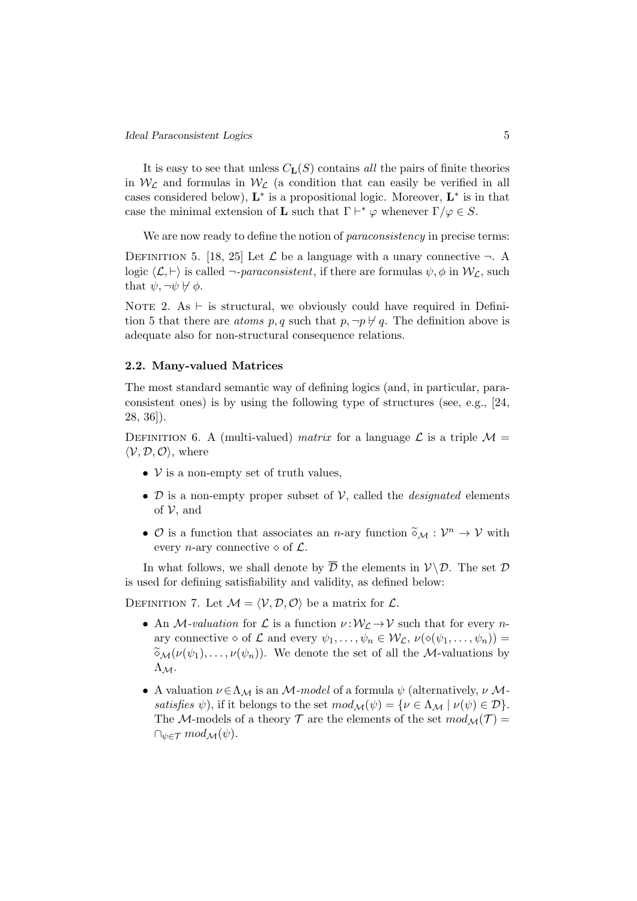It is easy to see that unless $C_{\mathbf{L}}(S)$ contains *all* the pairs of finite theories in $\mathcal{W}_{\mathcal{L}}$ and formulas in $\mathcal{W}_{\mathcal{L}}$ (a condition that can easily be verified in all cases considered below), $\mathbf{L}^*$ is a propositional logic. Moreover, $\mathbf{L}^*$ is in that case the minimal extension of $\mathbf{L}$ such that $\Gamma \vdash^* \varphi$ whenever $\Gamma/\varphi \in S$.

We are now ready to define the notion of *paraconsistency* in precise terms:

Definition 5. [18, 25] Let $\mathcal{L}$ be a language with a unary connective $\neg$. A logic $\langle \mathcal{L}, \vdash \rangle$ is called $\neg$*-paraconsistent*, if there are formulas $\psi, \phi$ in $\mathcal{W}_{\mathcal{L}}$, such that $\psi, \neg\psi \not\vdash \phi$.

Note 2. As $\vdash$ is structural, we obviously could have required in Definition 5 that there are *atoms* $p, q$ such that $p, \neg p \not\vdash q$. The definition above is adequate also for non-structural consequence relations.

### 2.2. Many-valued Matrices

The most standard semantic way of defining logics (and, in particular, paraconsistent ones) is by using the following type of structures (see, e.g., [24, 28, 36]).

Definition 6. A (multi-valued) *matrix* for a language $\mathcal{L}$ is a triple $\mathcal{M} = \langle \mathcal{V}, \mathcal{D}, \mathcal{O} \rangle$, where

- $\mathcal{V}$ is a non-empty set of truth values,
- $\mathcal{D}$ is a non-empty proper subset of $\mathcal{V}$, called the *designated* elements of $\mathcal{V}$, and
- $\mathcal{O}$ is a function that associates an $n$-ary function $\widetilde{\diamond}_{\mathcal{M}} : \mathcal{V}^n \to \mathcal{V}$ with every $n$-ary connective $\diamond$ of $\mathcal{L}$.

In what follows, we shall denote by $\overline{\mathcal{D}}$ the elements in $\mathcal{V} \backslash \mathcal{D}$. The set $\mathcal{D}$ is used for defining satisfiability and validity, as defined below:

Definition 7. Let $\mathcal{M} = \langle \mathcal{V}, \mathcal{D}, \mathcal{O} \rangle$ be a matrix for $\mathcal{L}$.

- An $\mathcal{M}$*-valuation* for $\mathcal{L}$ is a function $\nu : \mathcal{W}_{\mathcal{L}} \to \mathcal{V}$ such that for every $n$-ary connective $\diamond$ of $\mathcal{L}$ and every $\psi_1, \ldots, \psi_n \in \mathcal{W}_{\mathcal{L}}$, $\nu(\diamond(\psi_1, \ldots, \psi_n)) = \widetilde{\diamond}_{\mathcal{M}}(\nu(\psi_1), \ldots, \nu(\psi_n))$. We denote the set of all the $\mathcal{M}$-valuations by $\Lambda_{\mathcal{M}}$.
- A valuation $\nu \in \Lambda_{\mathcal{M}}$ is an $\mathcal{M}$*-model* of a formula $\psi$ (alternatively, $\nu$ $\mathcal{M}$*-satisfies* $\psi$), if it belongs to the set $mod_{\mathcal{M}}(\psi) = \{\nu \in \Lambda_{\mathcal{M}} \mid \nu(\psi) \in \mathcal{D}\}$. The $\mathcal{M}$-models of a theory $\mathcal{T}$ are the elements of the set $mod_{\mathcal{M}}(\mathcal{T}) = \cap_{\psi \in \mathcal{T}} \, mod_{\mathcal{M}}(\psi)$.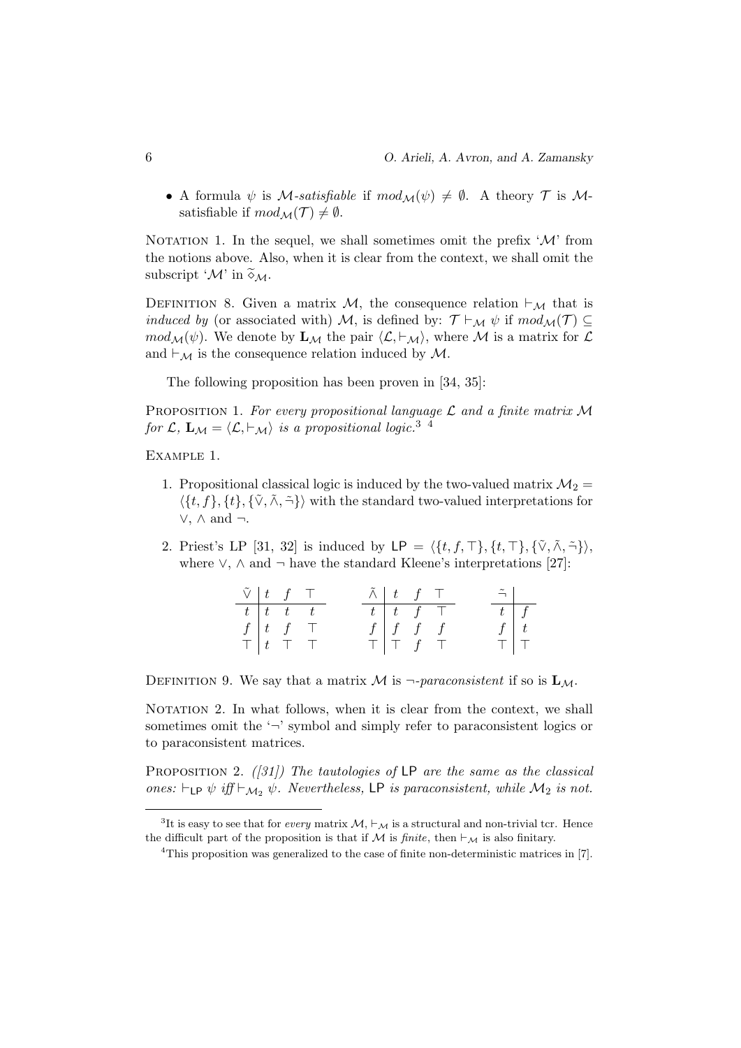- A formula $\psi$ is *$\mathcal{M}$-satisfiable* if $mod_{\mathcal{M}}(\psi) \neq \emptyset$. A theory $\mathcal{T}$ is $\mathcal{M}$-satisfiable if $mod_{\mathcal{M}}(\mathcal{T}) \neq \emptyset$.

Notation 1. In the sequel, we shall sometimes omit the prefix '$\mathcal{M}$' from the notions above. Also, when it is clear from the context, we shall omit the subscript '$\mathcal{M}$' in $\widetilde{\diamond}_{\mathcal{M}}$.

Definition 8. Given a matrix $\mathcal{M}$, the consequence relation $\vdash_{\mathcal{M}}$ that is *induced by* (or associated with) $\mathcal{M}$, is defined by: $\mathcal{T} \vdash_{\mathcal{M}} \psi$ if $mod_{\mathcal{M}}(\mathcal{T}) \subseteq mod_{\mathcal{M}}(\psi)$. We denote by $\mathbf{L}_{\mathcal{M}}$ the pair $\langle \mathcal{L}, \vdash_{\mathcal{M}} \rangle$, where $\mathcal{M}$ is a matrix for $\mathcal{L}$ and $\vdash_{\mathcal{M}}$ is the consequence relation induced by $\mathcal{M}$.

The following proposition has been proven in [34, 35]:

Proposition 1. *For every propositional language $\mathcal{L}$ and a finite matrix $\mathcal{M}$ for $\mathcal{L}$, $\mathbf{L}_{\mathcal{M}} = \langle \mathcal{L}, \vdash_{\mathcal{M}} \rangle$ is a propositional logic.*[3] [4]

Example 1.

1. Propositional classical logic is induced by the two-valued matrix $\mathcal{M}_2 = \langle \{t, f\}, \{t\}, \{\tilde{\vee}, \tilde{\wedge}, \tilde{\neg}\} \rangle$ with the standard two-valued interpretations for $\vee$, $\wedge$ and $\neg$.

2. Priest's LP [31, 32] is induced by $\mathsf{LP} = \langle \{t, f, \top\}, \{t, \top\}, \{\tilde{\vee}, \tilde{\wedge}, \tilde{\neg}\} \rangle$, where $\vee$, $\wedge$ and $\neg$ have the standard Kleene's interpretations [27]:

| $\tilde{\vee}$ | $t$ | $f$ | $\top$ |
|---|---|---|---|
| $t$ | $t$ | $t$ | $t$ |
| $f$ | $t$ | $f$ | $\top$ |
| $\top$ | $t$ | $\top$ | $\top$ |

| $\tilde{\wedge}$ | $t$ | $f$ | $\top$ |
|---|---|---|---|
| $t$ | $t$ | $f$ | $\top$ |
| $f$ | $f$ | $f$ | $f$ |
| $\top$ | $\top$ | $f$ | $\top$ |

| $\tilde{\neg}$ | |
|---|---|
| $t$ | $f$ |
| $f$ | $t$ |
| $\top$ | $\top$ |

Definition 9. We say that a matrix $\mathcal{M}$ is *$\neg$-paraconsistent* if so is $\mathbf{L}_{\mathcal{M}}$.

Notation 2. In what follows, when it is clear from the context, we shall sometimes omit the '$\neg$' symbol and simply refer to paraconsistent logics or to paraconsistent matrices.

Proposition 2. *([31]) The tautologies of $\mathsf{LP}$ are the same as the classical ones: $\vdash_{\mathsf{LP}} \psi$ iff $\vdash_{\mathcal{M}_2} \psi$. Nevertheless, $\mathsf{LP}$ is paraconsistent, while $\mathcal{M}_2$ is not.*

---

[3] It is easy to see that for *every* matrix $\mathcal{M}$, $\vdash_{\mathcal{M}}$ is a structural and non-trivial tcr. Hence the difficult part of the proposition is that if $\mathcal{M}$ is *finite*, then $\vdash_{\mathcal{M}}$ is also finitary.

[4] This proposition was generalized to the case of finite non-deterministic matrices in [7].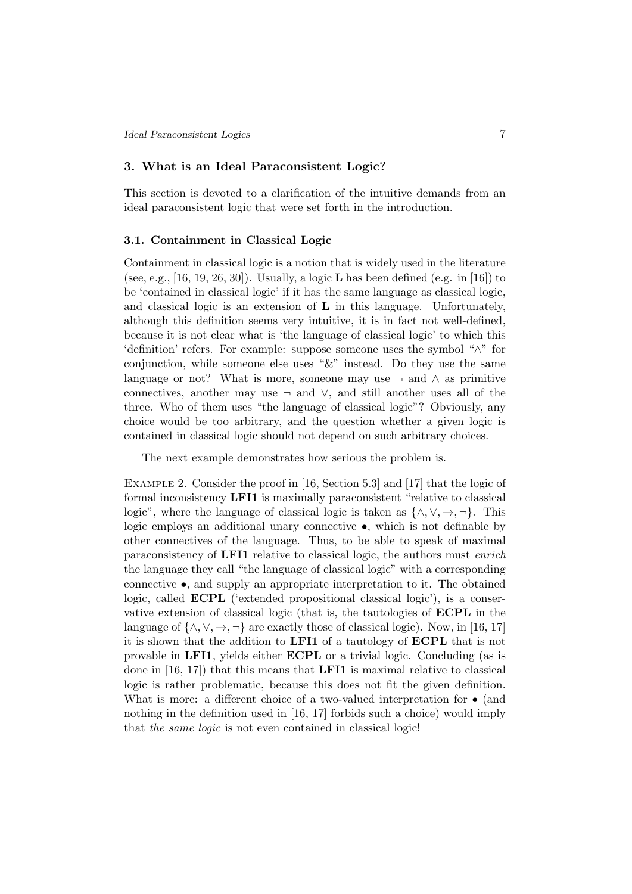## 3. What is an Ideal Paraconsistent Logic?

This section is devoted to a clarification of the intuitive demands from an ideal paraconsistent logic that were set forth in the introduction.

### 3.1. Containment in Classical Logic

Containment in classical logic is a notion that is widely used in the literature (see, e.g., [16, 19, 26, 30]). Usually, a logic **L** has been defined (e.g. in [16]) to be 'contained in classical logic' if it has the same language as classical logic, and classical logic is an extension of **L** in this language. Unfortunately, although this definition seems very intuitive, it is in fact not well-defined, because it is not clear what is 'the language of classical logic' to which this 'definition' refers. For example: suppose someone uses the symbol "$\wedge$" for conjunction, while someone else uses "&" instead. Do they use the same language or not? What is more, someone may use $\neg$ and $\wedge$ as primitive connectives, another may use $\neg$ and $\vee$, and still another uses all of the three. Who of them uses "the language of classical logic"? Obviously, any choice would be too arbitrary, and the question whether a given logic is contained in classical logic should not depend on such arbitrary choices.

The next example demonstrates how serious the problem is.

Example 2. Consider the proof in [16, Section 5.3] and [17] that the logic of formal inconsistency **LFI1** is maximally paraconsistent "relative to classical logic", where the language of classical logic is taken as $\{\wedge, \vee, \rightarrow, \neg\}$. This logic employs an additional unary connective $\bullet$, which is not definable by other connectives of the language. Thus, to be able to speak of maximal paraconsistency of **LFI1** relative to classical logic, the authors must *enrich* the language they call "the language of classical logic" with a corresponding connective $\bullet$, and supply an appropriate interpretation to it. The obtained logic, called **ECPL** ('extended propositional classical logic'), is a conservative extension of classical logic (that is, the tautologies of **ECPL** in the language of $\{\wedge, \vee, \rightarrow, \neg\}$ are exactly those of classical logic). Now, in [16, 17] it is shown that the addition to **LFI1** of a tautology of **ECPL** that is not provable in **LFI1**, yields either **ECPL** or a trivial logic. Concluding (as is done in [16, 17]) that this means that **LFI1** is maximal relative to classical logic is rather problematic, because this does not fit the given definition. What is more: a different choice of a two-valued interpretation for $\bullet$ (and nothing in the definition used in [16, 17] forbids such a choice) would imply that *the same logic* is not even contained in classical logic!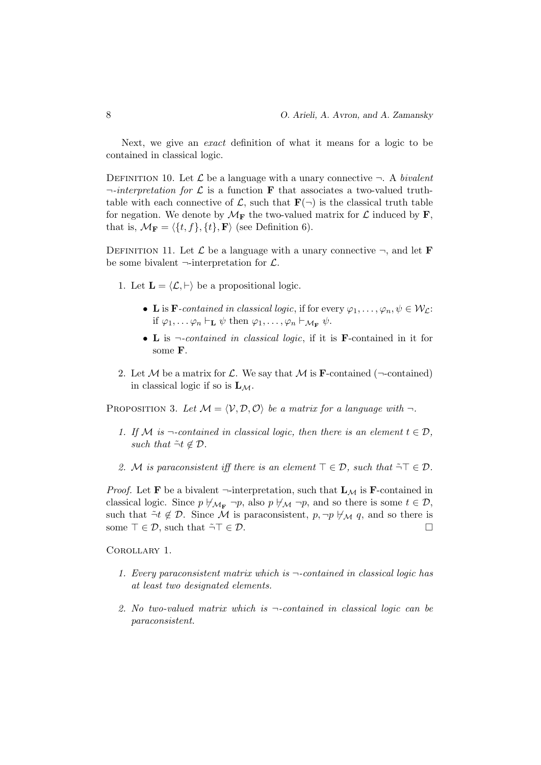Next, we give an *exact* definition of what it means for a logic to be contained in classical logic.

DEFINITION 10. Let $\mathcal{L}$ be a language with a unary connective $\neg$. A *bivalent $\neg$-interpretation for* $\mathcal{L}$ is a function $\mathbf{F}$ that associates a two-valued truth-table with each connective of $\mathcal{L}$, such that $\mathbf{F}(\neg)$ is the classical truth table for negation. We denote by $\mathcal{M}_{\mathbf{F}}$ the two-valued matrix for $\mathcal{L}$ induced by $\mathbf{F}$, that is, $\mathcal{M}_{\mathbf{F}} = \langle \{t, f\}, \{t\}, \mathbf{F} \rangle$ (see Definition 6).

DEFINITION 11. Let $\mathcal{L}$ be a language with a unary connective $\neg$, and let $\mathbf{F}$ be some bivalent $\neg$-interpretation for $\mathcal{L}$.

1. Let $\mathbf{L} = \langle \mathcal{L}, \vdash \rangle$ be a propositional logic.
   - $\mathbf{L}$ is $\mathbf{F}$*-contained in classical logic*, if for every $\varphi_1, \ldots, \varphi_n, \psi \in \mathcal{W}_{\mathcal{L}}$: if $\varphi_1, \ldots \varphi_n \vdash_{\mathbf{L}} \psi$ then $\varphi_1, \ldots, \varphi_n \vdash_{\mathcal{M}_{\mathbf{F}}} \psi$.
   - $\mathbf{L}$ is $\neg$*-contained in classical logic*, if it is $\mathbf{F}$-contained in it for some $\mathbf{F}$.
2. Let $\mathcal{M}$ be a matrix for $\mathcal{L}$. We say that $\mathcal{M}$ is $\mathbf{F}$-contained ($\neg$-contained) in classical logic if so is $\mathbf{L}_{\mathcal{M}}$.

PROPOSITION 3. *Let $\mathcal{M} = \langle \mathcal{V}, \mathcal{D}, \mathcal{O} \rangle$ be a matrix for a language with $\neg$.*

1. *If $\mathcal{M}$ is $\neg$-contained in classical logic, then there is an element $t \in \mathcal{D}$, such that $\tilde{\neg} t \notin \mathcal{D}$.*
2. *$\mathcal{M}$ is paraconsistent iff there is an element $\top \in \mathcal{D}$, such that $\tilde{\neg} \top \in \mathcal{D}$.*

*Proof.* Let $\mathbf{F}$ be a bivalent $\neg$-interpretation, such that $\mathbf{L}_{\mathcal{M}}$ is $\mathbf{F}$-contained in classical logic. Since $p \not\vdash_{\mathcal{M}_{\mathbf{F}}} \neg p$, also $p \not\vdash_{\mathcal{M}} \neg p$, and so there is some $t \in \mathcal{D}$, such that $\tilde{\neg} t \notin \mathcal{D}$. Since $\mathcal{M}$ is paraconsistent, $p, \neg p \not\vdash_{\mathcal{M}} q$, and so there is some $\top \in \mathcal{D}$, such that $\tilde{\neg} \top \in \mathcal{D}$. $\square$

COROLLARY 1.

1. *Every paraconsistent matrix which is $\neg$-contained in classical logic has at least two designated elements.*
2. *No two-valued matrix which is $\neg$-contained in classical logic can be paraconsistent.*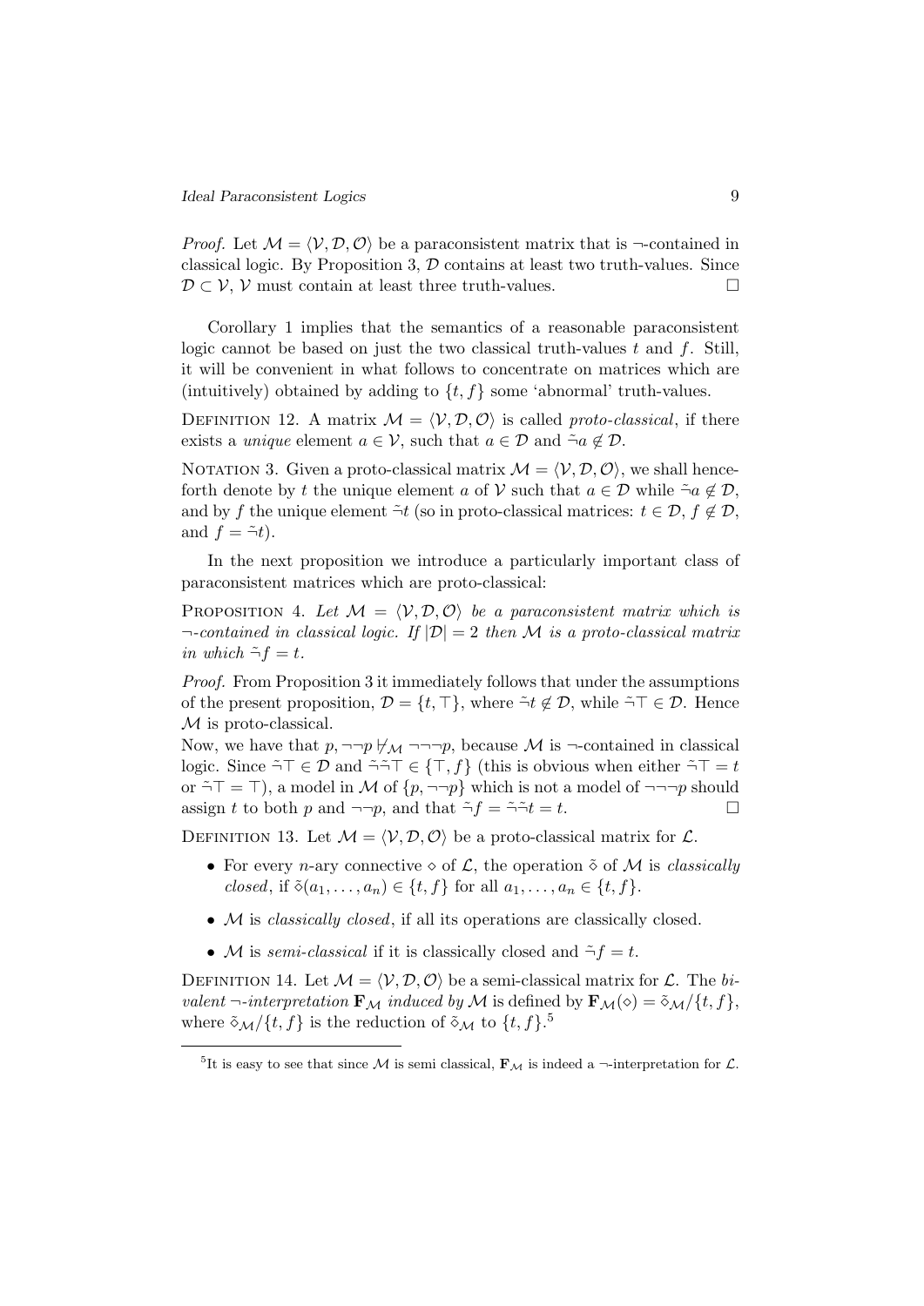*Proof.* Let $\mathcal{M} = \langle \mathcal{V}, \mathcal{D}, \mathcal{O} \rangle$ be a paraconsistent matrix that is $\neg$-contained in classical logic. By Proposition 3, $\mathcal{D}$ contains at least two truth-values. Since $\mathcal{D} \subset \mathcal{V}$, $\mathcal{V}$ must contain at least three truth-values. □

Corollary 1 implies that the semantics of a reasonable paraconsistent logic cannot be based on just the two classical truth-values $t$ and $f$. Still, it will be convenient in what follows to concentrate on matrices which are (intuitively) obtained by adding to $\{t, f\}$ some 'abnormal' truth-values.

DEFINITION 12. A matrix $\mathcal{M} = \langle \mathcal{V}, \mathcal{D}, \mathcal{O} \rangle$ is called *proto-classical*, if there exists a *unique* element $a \in \mathcal{V}$, such that $a \in \mathcal{D}$ and $\tilde{\neg} a \notin \mathcal{D}$.

NOTATION 3. Given a proto-classical matrix $\mathcal{M} = \langle \mathcal{V}, \mathcal{D}, \mathcal{O} \rangle$, we shall henceforth denote by $t$ the unique element $a$ of $\mathcal{V}$ such that $a \in \mathcal{D}$ while $\tilde{\neg} a \notin \mathcal{D}$, and by $f$ the unique element $\tilde{\neg} t$ (so in proto-classical matrices: $t \in \mathcal{D}$, $f \notin \mathcal{D}$, and $f = \tilde{\neg} t$).

In the next proposition we introduce a particularly important class of paraconsistent matrices which are proto-classical:

PROPOSITION 4. *Let $\mathcal{M} = \langle \mathcal{V}, \mathcal{D}, \mathcal{O} \rangle$ be a paraconsistent matrix which is $\neg$-contained in classical logic. If $|\mathcal{D}| = 2$ then $\mathcal{M}$ is a proto-classical matrix in which $\tilde{\neg} f = t$.*

*Proof.* From Proposition 3 it immediately follows that under the assumptions of the present proposition, $\mathcal{D} = \{t, \top\}$, where $\tilde{\neg} t \notin \mathcal{D}$, while $\tilde{\neg} \top \in \mathcal{D}$. Hence $\mathcal{M}$ is proto-classical.
Now, we have that $p, \neg\neg p \not\vdash_{\mathcal{M}} \neg\neg\neg p$, because $\mathcal{M}$ is $\neg$-contained in classical logic. Since $\tilde{\neg} \top \in \mathcal{D}$ and $\tilde{\neg}\tilde{\neg} \top \in \{\top, f\}$ (this is obvious when either $\tilde{\neg} \top = t$ or $\tilde{\neg} \top = \top$), a model in $\mathcal{M}$ of $\{p, \neg\neg p\}$ which is not a model of $\neg\neg\neg p$ should assign $t$ to both $p$ and $\neg\neg p$, and that $\tilde{\neg} f = \tilde{\neg}\tilde{\neg} t = t$. □

DEFINITION 13. Let $\mathcal{M} = \langle \mathcal{V}, \mathcal{D}, \mathcal{O} \rangle$ be a proto-classical matrix for $\mathcal{L}$.

- For every $n$-ary connective $\diamond$ of $\mathcal{L}$, the operation $\tilde{\diamond}$ of $\mathcal{M}$ is *classically closed*, if $\tilde{\diamond}(a_1, \ldots, a_n) \in \{t, f\}$ for all $a_1, \ldots, a_n \in \{t, f\}$.
- $\mathcal{M}$ is *classically closed*, if all its operations are classically closed.
- $\mathcal{M}$ is *semi-classical* if it is classically closed and $\tilde{\neg} f = t$.

DEFINITION 14. Let $\mathcal{M} = \langle \mathcal{V}, \mathcal{D}, \mathcal{O} \rangle$ be a semi-classical matrix for $\mathcal{L}$. The *bivalent $\neg$-interpretation* $\mathbf{F}_{\mathcal{M}}$ *induced by* $\mathcal{M}$ is defined by $\mathbf{F}_{\mathcal{M}}(\diamond) = \tilde{\diamond}_{\mathcal{M}} / \{t, f\}$, where $\tilde{\diamond}_{\mathcal{M}} / \{t, f\}$ is the reduction of $\tilde{\diamond}_{\mathcal{M}}$ to $\{t, f\}$.[5]

[5] It is easy to see that since $\mathcal{M}$ is semi classical, $\mathbf{F}_{\mathcal{M}}$ is indeed a $\neg$-interpretation for $\mathcal{L}$.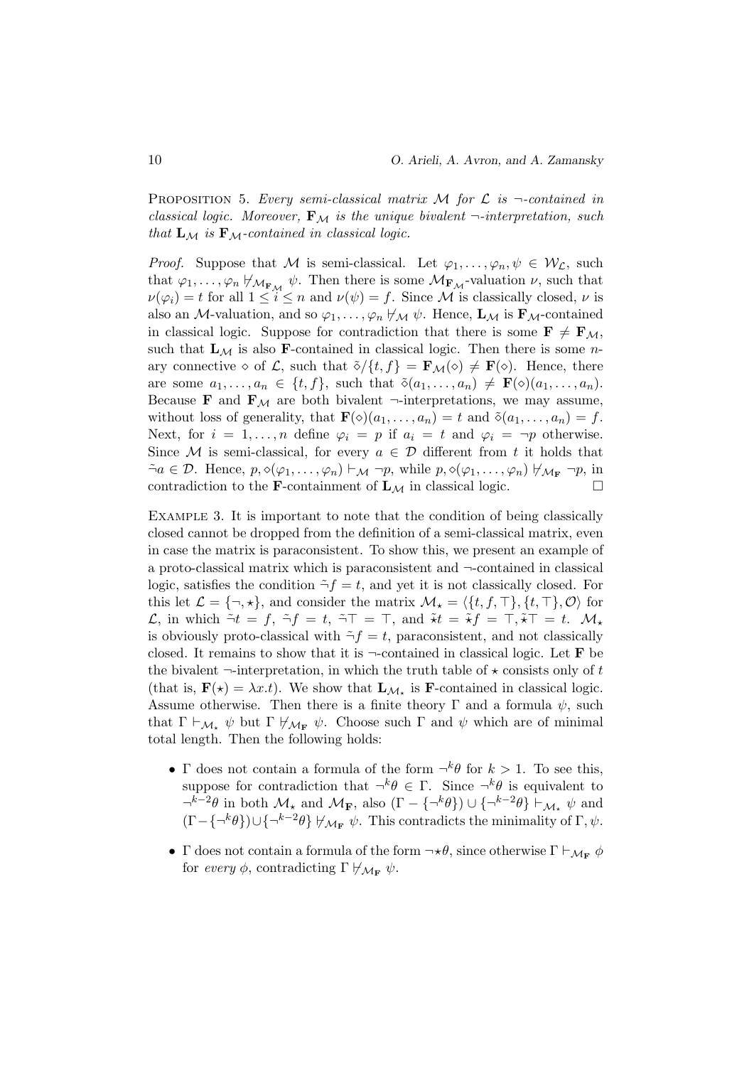PROPOSITION 5. *Every semi-classical matrix $\mathcal{M}$ for $\mathcal{L}$ is $\neg$-contained in classical logic. Moreover, $\mathbf{F}_{\mathcal{M}}$ is the unique bivalent $\neg$-interpretation, such that $\mathbf{L}_{\mathcal{M}}$ is $\mathbf{F}_{\mathcal{M}}$-contained in classical logic.*

*Proof.* Suppose that $\mathcal{M}$ is semi-classical. Let $\varphi_1, \ldots, \varphi_n, \psi \in \mathcal{W}_{\mathcal{L}}$, such that $\varphi_1, \ldots, \varphi_n \not\vdash_{\mathcal{M}_{\mathbf{F}_{\mathcal{M}}}} \psi$. Then there is some $\mathcal{M}_{\mathbf{F}_{\mathcal{M}}}$-valuation $\nu$, such that $\nu(\varphi_i) = t$ for all $1 \leq i \leq n$ and $\nu(\psi) = f$. Since $\mathcal{M}$ is classically closed, $\nu$ is also an $\mathcal{M}$-valuation, and so $\varphi_1, \ldots, \varphi_n \not\vdash_{\mathcal{M}} \psi$. Hence, $\mathbf{L}_{\mathcal{M}}$ is $\mathbf{F}_{\mathcal{M}}$-contained in classical logic. Suppose for contradiction that there is some $\mathbf{F} \neq \mathbf{F}_{\mathcal{M}}$, such that $\mathbf{L}_{\mathcal{M}}$ is also $\mathbf{F}$-contained in classical logic. Then there is some $n$-ary connective $\diamond$ of $\mathcal{L}$, such that $\tilde{\diamond}/\{t, f\} = \mathbf{F}_{\mathcal{M}}(\diamond) \neq \mathbf{F}(\diamond)$. Hence, there are some $a_1, \ldots, a_n \in \{t, f\}$, such that $\tilde{\diamond}(a_1, \ldots, a_n) \neq \mathbf{F}(\diamond)(a_1, \ldots, a_n)$. Because $\mathbf{F}$ and $\mathbf{F}_{\mathcal{M}}$ are both bivalent $\neg$-interpretations, we may assume, without loss of generality, that $\mathbf{F}(\diamond)(a_1, \ldots, a_n) = t$ and $\tilde{\diamond}(a_1, \ldots, a_n) = f$. Next, for $i = 1, \ldots, n$ define $\varphi_i = p$ if $a_i = t$ and $\varphi_i = \neg p$ otherwise. Since $\mathcal{M}$ is semi-classical, for every $a \in \mathcal{D}$ different from $t$ it holds that $\tilde{\neg} a \in \mathcal{D}$. Hence, $p, \diamond(\varphi_1, \ldots, \varphi_n) \vdash_{\mathcal{M}} \neg p$, while $p, \diamond(\varphi_1, \ldots, \varphi_n) \not\vdash_{\mathcal{M}_{\mathbf{F}}} \neg p$, in contradiction to the $\mathbf{F}$-containment of $\mathbf{L}_{\mathcal{M}}$ in classical logic. $\square$

EXAMPLE 3. It is important to note that the condition of being classically closed cannot be dropped from the definition of a semi-classical matrix, even in case the matrix is paraconsistent. To show this, we present an example of a proto-classical matrix which is paraconsistent and $\neg$-contained in classical logic, satisfies the condition $\tilde{\neg} f = t$, and yet it is not classically closed. For this let $\mathcal{L} = \{\neg, \star\}$, and consider the matrix $\mathcal{M}_{\star} = \langle \{t, f, \top\}, \{t, \top\}, \mathcal{O} \rangle$ for $\mathcal{L}$, in which $\tilde{\neg} t = f$, $\tilde{\neg} f = t$, $\tilde{\neg} \top = \top$, and $\tilde{\star} t = \tilde{\star} f = \top, \tilde{\star} \top = t$. $\mathcal{M}_{\star}$ is obviously proto-classical with $\tilde{\neg} f = t$, paraconsistent, and not classically closed. It remains to show that it is $\neg$-contained in classical logic. Let $\mathbf{F}$ be the bivalent $\neg$-interpretation, in which the truth table of $\star$ consists only of $t$ (that is, $\mathbf{F}(\star) = \lambda x.t$). We show that $\mathbf{L}_{\mathcal{M}_{\star}}$ is $\mathbf{F}$-contained in classical logic. Assume otherwise. Then there is a finite theory $\Gamma$ and a formula $\psi$, such that $\Gamma \vdash_{\mathcal{M}_{\star}} \psi$ but $\Gamma \not\vdash_{\mathcal{M}_{\mathbf{F}}} \psi$. Choose such $\Gamma$ and $\psi$ which are of minimal total length. Then the following holds:

- $\Gamma$ does not contain a formula of the form $\neg^k \theta$ for $k > 1$. To see this, suppose for contradiction that $\neg^k \theta \in \Gamma$. Since $\neg^k \theta$ is equivalent to $\neg^{k-2} \theta$ in both $\mathcal{M}_{\star}$ and $\mathcal{M}_{\mathbf{F}}$, also $(\Gamma - \{\neg^k \theta\}) \cup \{\neg^{k-2} \theta\} \vdash_{\mathcal{M}_{\star}} \psi$ and $(\Gamma - \{\neg^k \theta\}) \cup \{\neg^{k-2} \theta\} \not\vdash_{\mathcal{M}_{\mathbf{F}}} \psi$. This contradicts the minimality of $\Gamma, \psi$.
- $\Gamma$ does not contain a formula of the form $\neg \star \theta$, since otherwise $\Gamma \vdash_{\mathcal{M}_{\mathbf{F}}} \phi$ for *every* $\phi$, contradicting $\Gamma \not\vdash_{\mathcal{M}_{\mathbf{F}}} \psi$.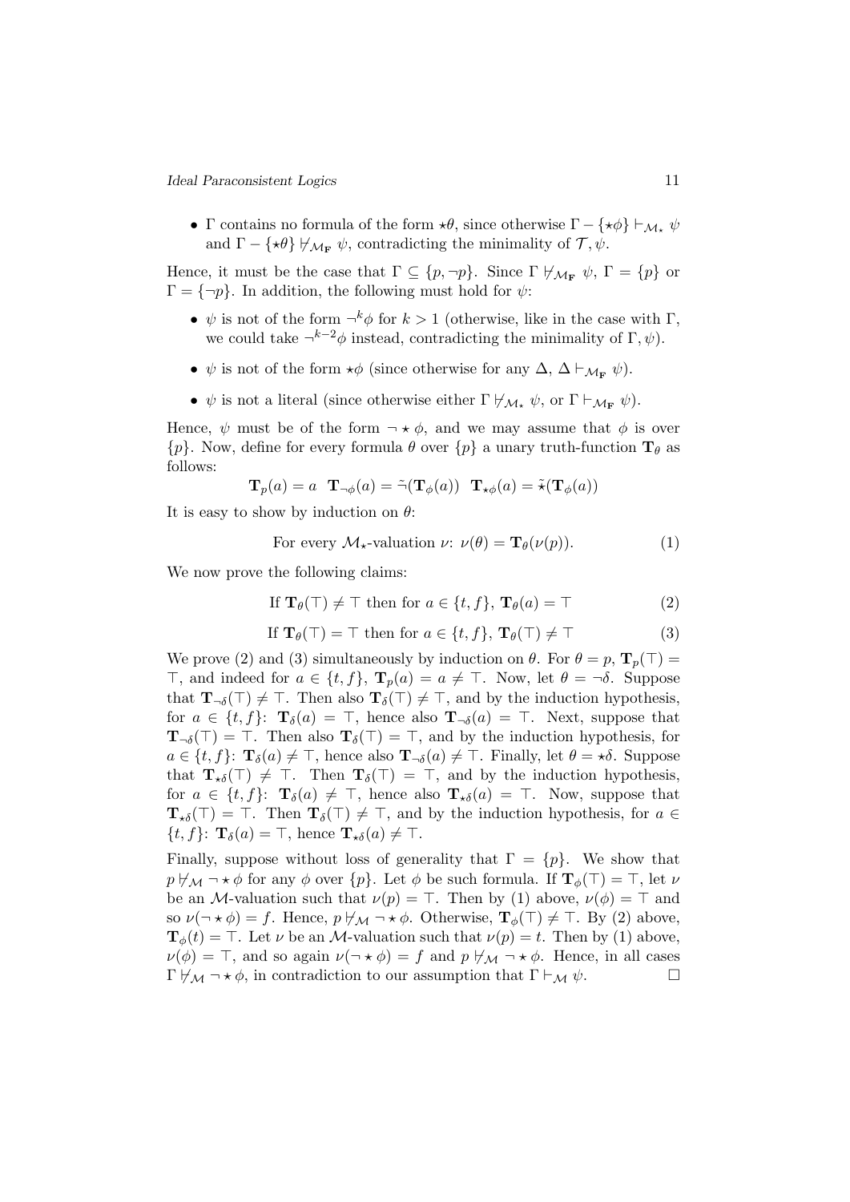- $\Gamma$ contains no formula of the form $\star\theta$, since otherwise $\Gamma - \{\star\phi\} \vdash_{\mathcal{M}_\star} \psi$ and $\Gamma - \{\star\theta\} \nvdash_{\mathcal{M}_\mathbf{F}} \psi$, contradicting the minimality of $\mathcal{T}, \psi$.

Hence, it must be the case that $\Gamma \subseteq \{p, \neg p\}$. Since $\Gamma \nvdash_{\mathcal{M}_\mathbf{F}} \psi$, $\Gamma = \{p\}$ or $\Gamma = \{\neg p\}$. In addition, the following must hold for $\psi$:

- $\psi$ is not of the form $\neg^k \phi$ for $k > 1$ (otherwise, like in the case with $\Gamma$, we could take $\neg^{k-2}\phi$ instead, contradicting the minimality of $\Gamma, \psi$).
- $\psi$ is not of the form $\star\phi$ (since otherwise for any $\Delta$, $\Delta \vdash_{\mathcal{M}_\mathbf{F}} \psi$).
- $\psi$ is not a literal (since otherwise either $\Gamma \nvdash_{\mathcal{M}_\star} \psi$, or $\Gamma \vdash_{\mathcal{M}_\mathbf{F}} \psi$).

Hence, $\psi$ must be of the form $\neg \star \phi$, and we may assume that $\phi$ is over $\{p\}$. Now, define for every formula $\theta$ over $\{p\}$ a unary truth-function $\mathbf{T}_\theta$ as follows:

$$\mathbf{T}_p(a) = a \quad \mathbf{T}_{\neg\phi}(a) = \tilde{\neg}(\mathbf{T}_\phi(a)) \quad \mathbf{T}_{\star\phi}(a) = \tilde{\star}(\mathbf{T}_\phi(a))$$

It is easy to show by induction on $\theta$:

$$\text{For every } \mathcal{M}_\star\text{-valuation } \nu\text{: } \nu(\theta) = \mathbf{T}_\theta(\nu(p)). \tag{1}$$

We now prove the following claims:

$$\text{If } \mathbf{T}_\theta(\top) \neq \top \text{ then for } a \in \{t, f\},\ \mathbf{T}_\theta(a) = \top \tag{2}$$

$$\text{If } \mathbf{T}_\theta(\top) = \top \text{ then for } a \in \{t, f\},\ \mathbf{T}_\theta(\top) \neq \top \tag{3}$$

We prove (2) and (3) simultaneously by induction on $\theta$. For $\theta = p$, $\mathbf{T}_p(\top) = \top$, and indeed for $a \in \{t, f\}$, $\mathbf{T}_p(a) = a \neq \top$. Now, let $\theta = \neg\delta$. Suppose that $\mathbf{T}_{\neg\delta}(\top) \neq \top$. Then also $\mathbf{T}_\delta(\top) \neq \top$, and by the induction hypothesis, for $a \in \{t, f\}$: $\mathbf{T}_\delta(a) = \top$, hence also $\mathbf{T}_{\neg\delta}(a) = \top$. Next, suppose that $\mathbf{T}_{\neg\delta}(\top) = \top$. Then also $\mathbf{T}_\delta(\top) = \top$, and by the induction hypothesis, for $a \in \{t, f\}$: $\mathbf{T}_\delta(a) \neq \top$, hence also $\mathbf{T}_{\neg\delta}(a) \neq \top$. Finally, let $\theta = \star\delta$. Suppose that $\mathbf{T}_{\star\delta}(\top) \neq \top$. Then $\mathbf{T}_\delta(\top) = \top$, and by the induction hypothesis, for $a \in \{t, f\}$: $\mathbf{T}_\delta(a) \neq \top$, hence also $\mathbf{T}_{\star\delta}(a) = \top$. Now, suppose that $\mathbf{T}_{\star\delta}(\top) = \top$. Then $\mathbf{T}_\delta(\top) \neq \top$, and by the induction hypothesis, for $a \in \{t, f\}$: $\mathbf{T}_\delta(a) = \top$, hence $\mathbf{T}_{\star\delta}(a) \neq \top$.

Finally, suppose without loss of generality that $\Gamma = \{p\}$. We show that $p \nvdash_\mathcal{M} \neg \star \phi$ for any $\phi$ over $\{p\}$. Let $\phi$ be such formula. If $\mathbf{T}_\phi(\top) = \top$, let $\nu$ be an $\mathcal{M}$-valuation such that $\nu(p) = \top$. Then by (1) above, $\nu(\phi) = \top$ and so $\nu(\neg \star \phi) = f$. Hence, $p \nvdash_\mathcal{M} \neg \star \phi$. Otherwise, $\mathbf{T}_\phi(\top) \neq \top$. By (2) above, $\mathbf{T}_\phi(t) = \top$. Let $\nu$ be an $\mathcal{M}$-valuation such that $\nu(p) = t$. Then by (1) above, $\nu(\phi) = \top$, and so again $\nu(\neg \star \phi) = f$ and $p \nvdash_\mathcal{M} \neg \star \phi$. Hence, in all cases $\Gamma \nvdash_\mathcal{M} \neg \star \phi$, in contradiction to our assumption that $\Gamma \vdash_\mathcal{M} \psi$. $\square$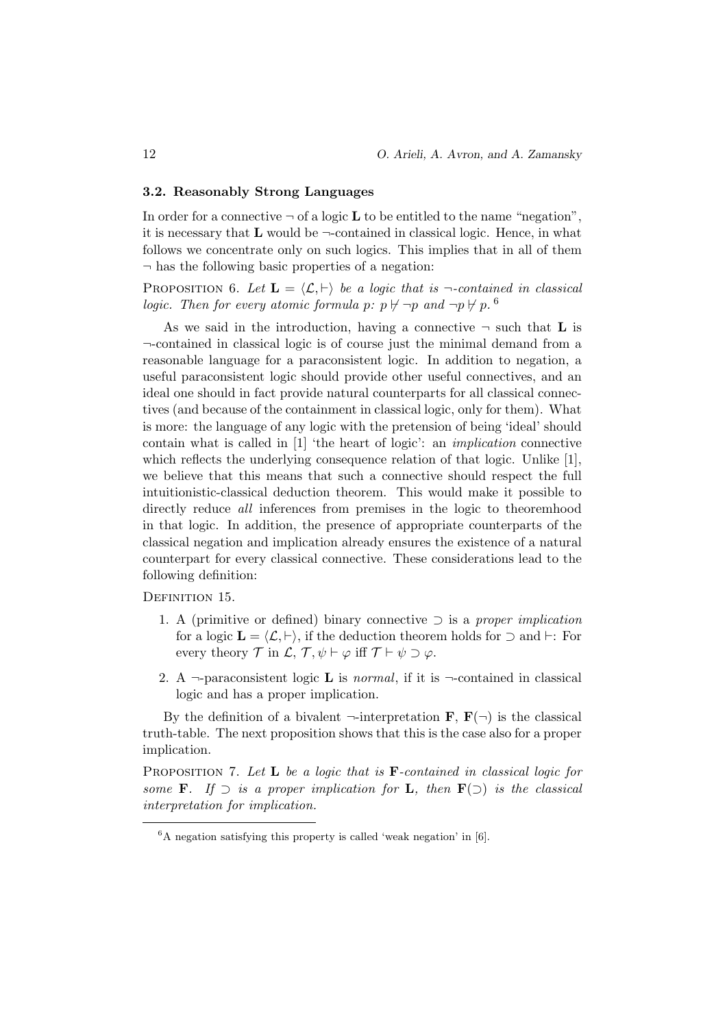### 3.2. Reasonably Strong Languages

In order for a connective $\neg$ of a logic $\mathbf{L}$ to be entitled to the name "negation", it is necessary that $\mathbf{L}$ would be $\neg$-contained in classical logic. Hence, in what follows we concentrate only on such logics. This implies that in all of them $\neg$ has the following basic properties of a negation:

PROPOSITION 6. *Let $\mathbf{L} = \langle \mathcal{L}, \vdash \rangle$ be a logic that is $\neg$-contained in classical logic. Then for every atomic formula $p$: $p \not\vdash \neg p$ and $\neg p \not\vdash p$.* [6]

As we said in the introduction, having a connective $\neg$ such that $\mathbf{L}$ is $\neg$-contained in classical logic is of course just the minimal demand from a reasonable language for a paraconsistent logic. In addition to negation, a useful paraconsistent logic should provide other useful connectives, and an ideal one should in fact provide natural counterparts for all classical connectives (and because of the containment in classical logic, only for them). What is more: the language of any logic with the pretension of being 'ideal' should contain what is called in [1] 'the heart of logic': an *implication* connective which reflects the underlying consequence relation of that logic. Unlike [1], we believe that this means that such a connective should respect the full intuitionistic-classical deduction theorem. This would make it possible to directly reduce *all* inferences from premises in the logic to theoremhood in that logic. In addition, the presence of appropriate counterparts of the classical negation and implication already ensures the existence of a natural counterpart for every classical connective. These considerations lead to the following definition:

DEFINITION 15.

1. A (primitive or defined) binary connective $\supset$ is a *proper implication* for a logic $\mathbf{L} = \langle \mathcal{L}, \vdash \rangle$, if the deduction theorem holds for $\supset$ and $\vdash$: For every theory $\mathcal{T}$ in $\mathcal{L}$, $\mathcal{T}, \psi \vdash \varphi$ iff $\mathcal{T} \vdash \psi \supset \varphi$.
2. A $\neg$-paraconsistent logic $\mathbf{L}$ is *normal*, if it is $\neg$-contained in classical logic and has a proper implication.

By the definition of a bivalent $\neg$-interpretation $\mathbf{F}$, $\mathbf{F}(\neg)$ is the classical truth-table. The next proposition shows that this is the case also for a proper implication.

PROPOSITION 7. *Let $\mathbf{L}$ be a logic that is $\mathbf{F}$-contained in classical logic for some $\mathbf{F}$. If $\supset$ is a proper implication for $\mathbf{L}$, then $\mathbf{F}(\supset)$ is the classical interpretation for implication.*

[6] A negation satisfying this property is called 'weak negation' in [6].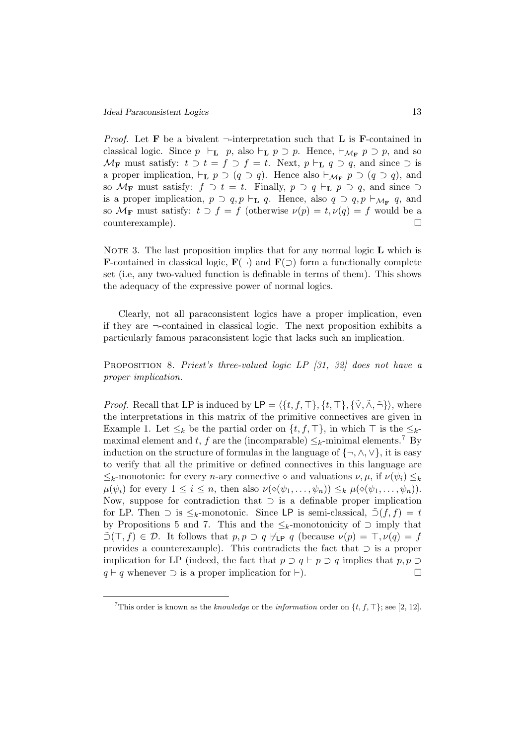*Proof.* Let $\mathbf{F}$ be a bivalent $\neg$-interpretation such that $\mathbf{L}$ is $\mathbf{F}$-contained in classical logic. Since $p \vdash_{\mathbf{L}} p$, also $\vdash_{\mathbf{L}} p \supset p$. Hence, $\vdash_{\mathcal{M}_{\mathbf{F}}} p \supset p$, and so $\mathcal{M}_{\mathbf{F}}$ must satisfy: $t \supset t = f \supset f = t$. Next, $p \vdash_{\mathbf{L}} q \supset q$, and since $\supset$ is a proper implication, $\vdash_{\mathbf{L}} p \supset (q \supset q)$. Hence also $\vdash_{\mathcal{M}_{\mathbf{F}}} p \supset (q \supset q)$, and so $\mathcal{M}_{\mathbf{F}}$ must satisfy: $f \supset t = t$. Finally, $p \supset q \vdash_{\mathbf{L}} p \supset q$, and since $\supset$ is a proper implication, $p \supset q, p \vdash_{\mathbf{L}} q$. Hence, also $q \supset q, p \vdash_{\mathcal{M}_{\mathbf{F}}} q$, and so $\mathcal{M}_{\mathbf{F}}$ must satisfy: $t \supset f = f$ (otherwise $\nu(p) = t, \nu(q) = f$ would be a counterexample). □

NOTE 3. The last proposition implies that for any normal logic $\mathbf{L}$ which is $\mathbf{F}$-contained in classical logic, $\mathbf{F}(\neg)$ and $\mathbf{F}(\supset)$ form a functionally complete set (i.e, any two-valued function is definable in terms of them). This shows the adequacy of the expressive power of normal logics.

Clearly, not all paraconsistent logics have a proper implication, even if they are $\neg$-contained in classical logic. The next proposition exhibits a particularly famous paraconsistent logic that lacks such an implication.

PROPOSITION 8. *Priest's three-valued logic LP [31, 32] does not have a proper implication.*

*Proof.* Recall that LP is induced by $\mathsf{LP} = \langle \{t, f, \top\}, \{t, \top\}, \{\tilde{\vee}, \tilde{\wedge}, \tilde{\neg}\} \rangle$, where the interpretations in this matrix of the primitive connectives are given in Example 1. Let $\leq_k$ be the partial order on $\{t, f, \top\}$, in which $\top$ is the $\leq_k$-maximal element and $t$, $f$ are the (incomparable) $\leq_k$-minimal elements.[7] By induction on the structure of formulas in the language of $\{\neg, \wedge, \vee\}$, it is easy to verify that all the primitive or defined connectives in this language are $\leq_k$-monotonic: for every $n$-ary connective $\diamond$ and valuations $\nu, \mu$, if $\nu(\psi_i) \leq_k \mu(\psi_i)$ for every $1 \leq i \leq n$, then also $\nu(\diamond(\psi_1, \ldots, \psi_n)) \leq_k \mu(\diamond(\psi_1, \ldots, \psi_n))$. Now, suppose for contradiction that $\supset$ is a definable proper implication for LP. Then $\supset$ is $\leq_k$-monotonic. Since $\mathsf{LP}$ is semi-classical, $\tilde{\supset}(f, f) = t$ by Propositions 5 and 7. This and the $\leq_k$-monotonicity of $\supset$ imply that $\tilde{\supset}(\top, f) \in \mathcal{D}$. It follows that $p, p \supset q \not\vdash_{\mathsf{LP}} q$ (because $\nu(p) = \top, \nu(q) = f$ provides a counterexample). This contradicts the fact that $\supset$ is a proper implication for LP (indeed, the fact that $p \supset q \vdash p \supset q$ implies that $p, p \supset q \vdash q$ whenever $\supset$ is a proper implication for $\vdash$). □

[7] This order is known as the *knowledge* or the *information* order on $\{t, f, \top\}$; see [2, 12].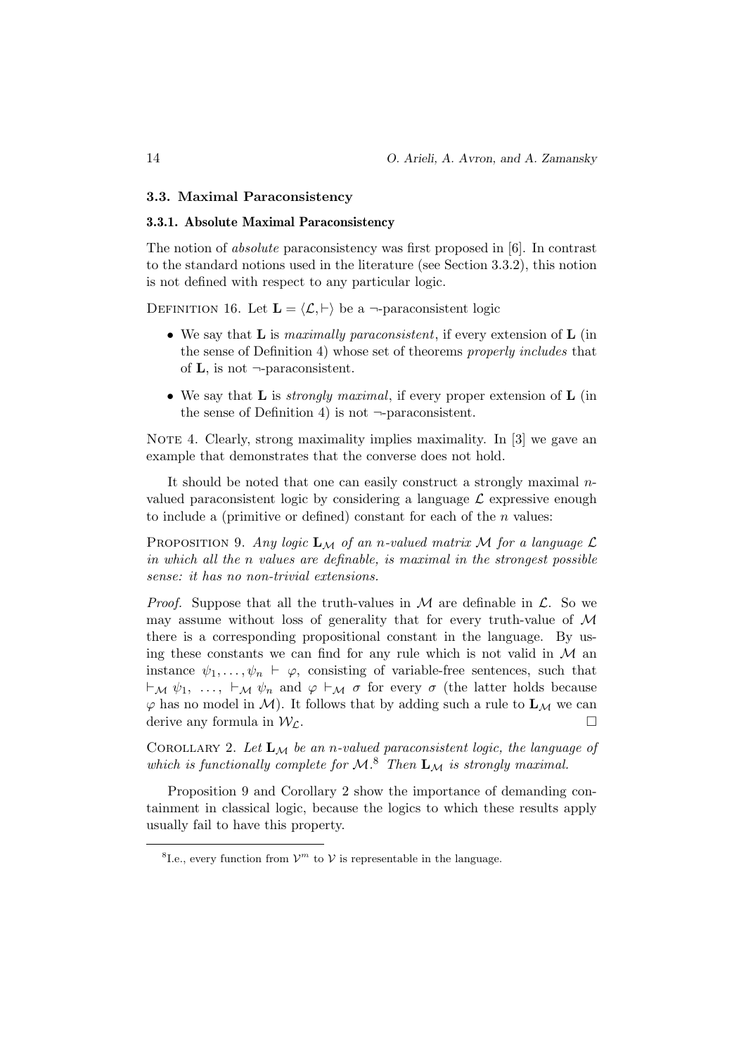### 3.3. Maximal Paraconsistency

#### 3.3.1. Absolute Maximal Paraconsistency

The notion of *absolute* paraconsistency was first proposed in [6]. In contrast to the standard notions used in the literature (see Section 3.3.2), this notion is not defined with respect to any particular logic.

DEFINITION 16. Let $\mathbf{L} = \langle \mathcal{L}, \vdash \rangle$ be a $\neg$-paraconsistent logic

- We say that $\mathbf{L}$ is *maximally paraconsistent*, if every extension of $\mathbf{L}$ (in the sense of Definition 4) whose set of theorems *properly includes* that of $\mathbf{L}$, is not $\neg$-paraconsistent.
- We say that $\mathbf{L}$ is *strongly maximal*, if every proper extension of $\mathbf{L}$ (in the sense of Definition 4) is not $\neg$-paraconsistent.

NOTE 4. Clearly, strong maximality implies maximality. In [3] we gave an example that demonstrates that the converse does not hold.

It should be noted that one can easily construct a strongly maximal $n$-valued paraconsistent logic by considering a language $\mathcal{L}$ expressive enough to include a (primitive or defined) constant for each of the $n$ values:

PROPOSITION 9. *Any logic $\mathbf{L}_\mathcal{M}$ of an $n$-valued matrix $\mathcal{M}$ for a language $\mathcal{L}$ in which all the $n$ values are definable, is maximal in the strongest possible sense: it has no non-trivial extensions.*

*Proof.* Suppose that all the truth-values in $\mathcal{M}$ are definable in $\mathcal{L}$. So we may assume without loss of generality that for every truth-value of $\mathcal{M}$ there is a corresponding propositional constant in the language. By using these constants we can find for any rule which is not valid in $\mathcal{M}$ an instance $\psi_1, \ldots, \psi_n \vdash \varphi$, consisting of variable-free sentences, such that $\vdash_\mathcal{M} \psi_1, \ \ldots, \ \vdash_\mathcal{M} \psi_n$ and $\varphi \vdash_\mathcal{M} \sigma$ for every $\sigma$ (the latter holds because $\varphi$ has no model in $\mathcal{M}$). It follows that by adding such a rule to $\mathbf{L}_\mathcal{M}$ we can derive any formula in $\mathcal{W}_\mathcal{L}$. $\square$

COROLLARY 2. *Let $\mathbf{L}_\mathcal{M}$ be an $n$-valued paraconsistent logic, the language of which is functionally complete for $\mathcal{M}$.*[8] *Then $\mathbf{L}_\mathcal{M}$ is strongly maximal.*

Proposition 9 and Corollary 2 show the importance of demanding containment in classical logic, because the logics to which these results apply usually fail to have this property.

[8] I.e., every function from $\mathcal{V}^m$ to $\mathcal{V}$ is representable in the language.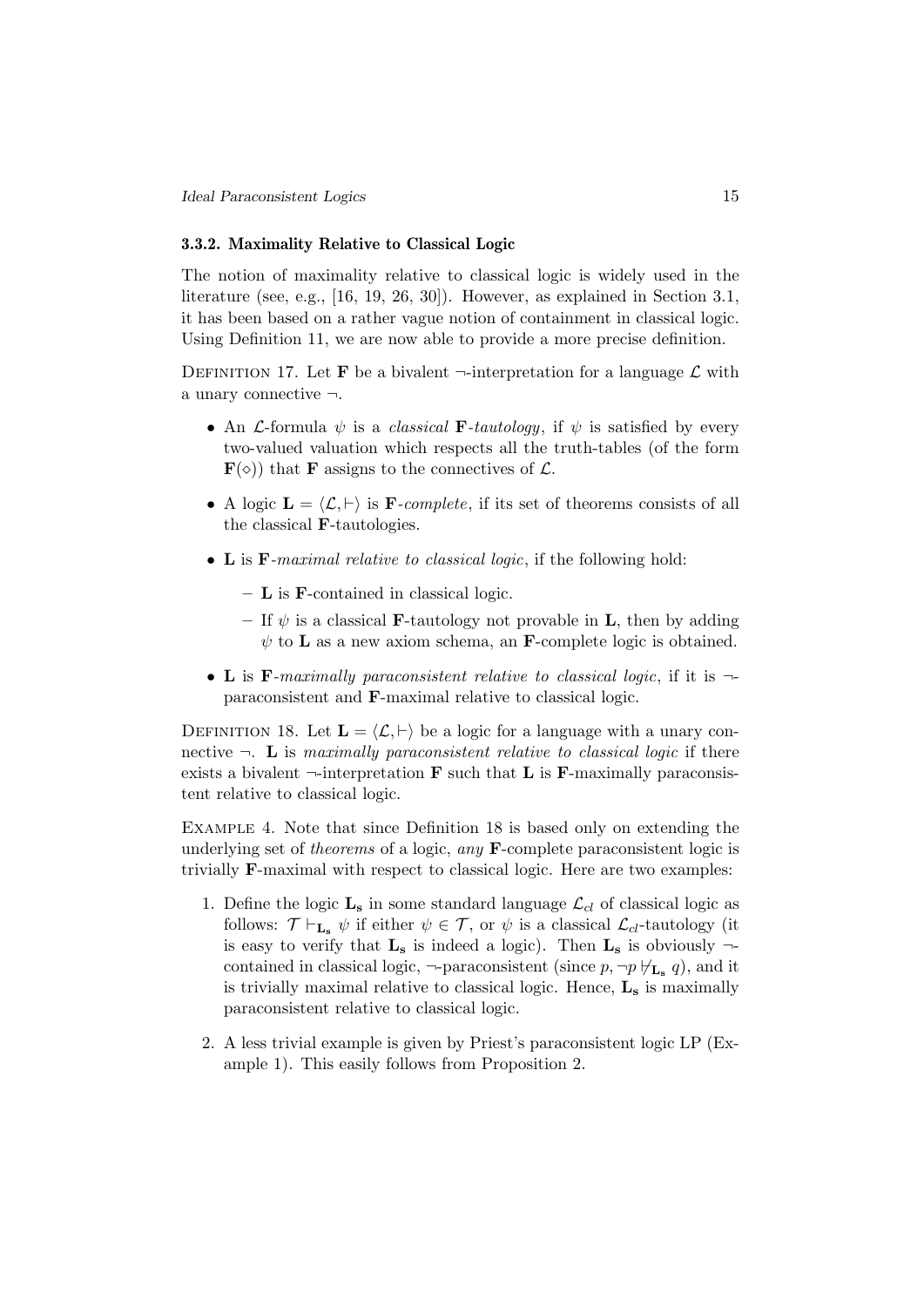### 3.3.2. Maximality Relative to Classical Logic

The notion of maximality relative to classical logic is widely used in the literature (see, e.g., [16, 19, 26, 30]). However, as explained in Section 3.1, it has been based on a rather vague notion of containment in classical logic. Using Definition 11, we are now able to provide a more precise definition.

Definition 17. Let $\mathbf{F}$ be a bivalent $\neg$-interpretation for a language $\mathcal{L}$ with a unary connective $\neg$.

- An $\mathcal{L}$-formula $\psi$ is a *classical* $\mathbf{F}$*-tautology*, if $\psi$ is satisfied by every two-valued valuation which respects all the truth-tables (of the form $\mathbf{F}(\diamond)$) that $\mathbf{F}$ assigns to the connectives of $\mathcal{L}$.
- A logic $\mathbf{L} = \langle \mathcal{L}, \vdash \rangle$ is $\mathbf{F}$*-complete*, if its set of theorems consists of all the classical $\mathbf{F}$-tautologies.
- $\mathbf{L}$ is $\mathbf{F}$*-maximal relative to classical logic*, if the following hold:
  - $\mathbf{L}$ is $\mathbf{F}$-contained in classical logic.
  - If $\psi$ is a classical $\mathbf{F}$-tautology not provable in $\mathbf{L}$, then by adding $\psi$ to $\mathbf{L}$ as a new axiom schema, an $\mathbf{F}$-complete logic is obtained.
- $\mathbf{L}$ is $\mathbf{F}$*-maximally paraconsistent relative to classical logic*, if it is $\neg$-paraconsistent and $\mathbf{F}$-maximal relative to classical logic.

Definition 18. Let $\mathbf{L} = \langle \mathcal{L}, \vdash \rangle$ be a logic for a language with a unary connective $\neg$. $\mathbf{L}$ is *maximally paraconsistent relative to classical logic* if there exists a bivalent $\neg$-interpretation $\mathbf{F}$ such that $\mathbf{L}$ is $\mathbf{F}$-maximally paraconsistent relative to classical logic.

Example 4. Note that since Definition 18 is based only on extending the underlying set of *theorems* of a logic, *any* $\mathbf{F}$-complete paraconsistent logic is trivially $\mathbf{F}$-maximal with respect to classical logic. Here are two examples:

1. Define the logic $\mathbf{L_s}$ in some standard language $\mathcal{L}_{cl}$ of classical logic as follows: $\mathcal{T} \vdash_{\mathbf{L_s}} \psi$ if either $\psi \in \mathcal{T}$, or $\psi$ is a classical $\mathcal{L}_{cl}$-tautology (it is easy to verify that $\mathbf{L_s}$ is indeed a logic). Then $\mathbf{L_s}$ is obviously $\neg$-contained in classical logic, $\neg$-paraconsistent (since $p, \neg p \not\vdash_{\mathbf{L_s}} q$), and it is trivially maximal relative to classical logic. Hence, $\mathbf{L_s}$ is maximally paraconsistent relative to classical logic.
2. A less trivial example is given by Priest's paraconsistent logic LP (Example 1). This easily follows from Proposition 2.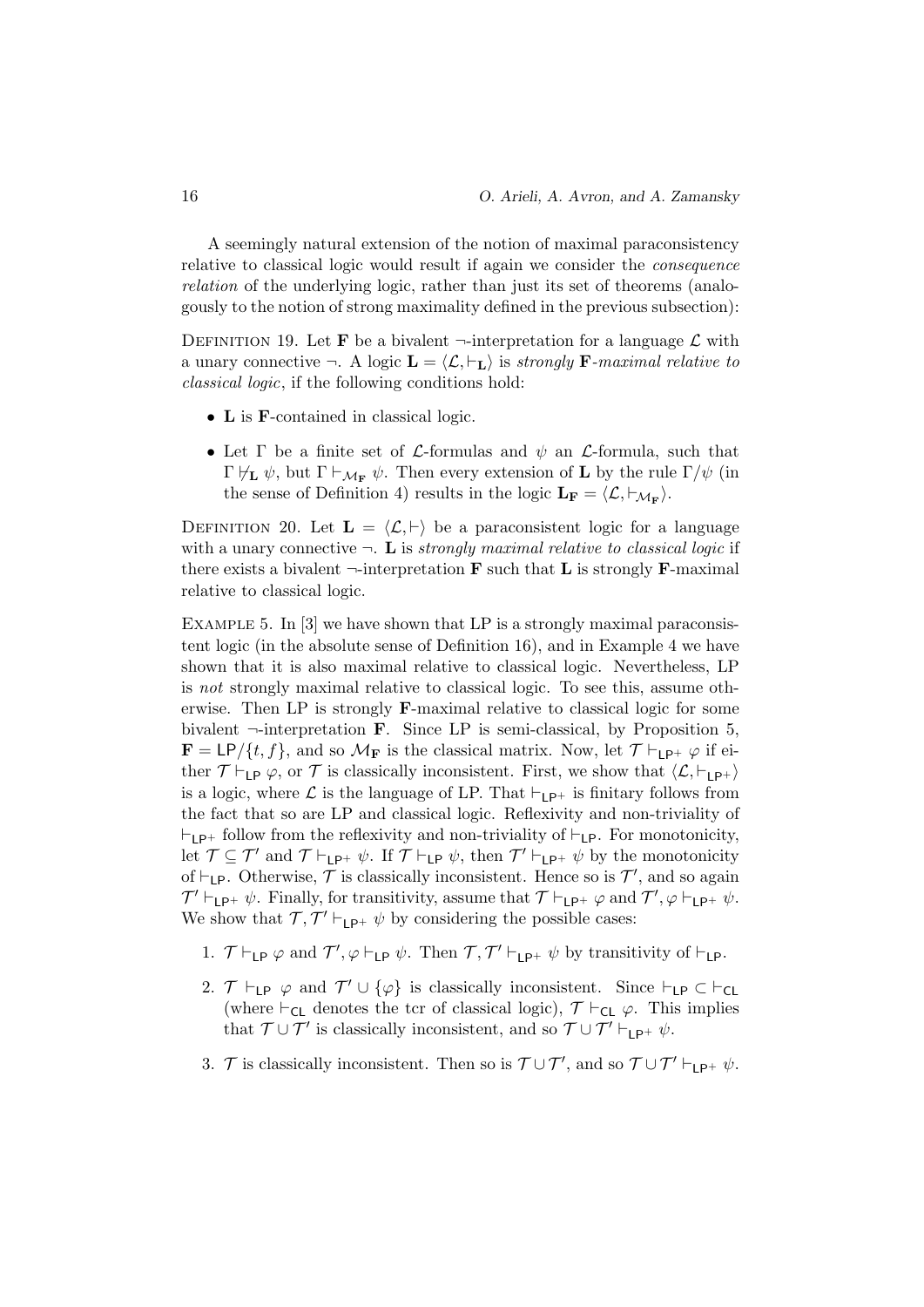A seemingly natural extension of the notion of maximal paraconsistency relative to classical logic would result if again we consider the *consequence relation* of the underlying logic, rather than just its set of theorems (analogously to the notion of strong maximality defined in the previous subsection):

Definition 19. Let $\mathbf{F}$ be a bivalent $\neg$-interpretation for a language $\mathcal{L}$ with a unary connective $\neg$. A logic $\mathbf{L} = \langle \mathcal{L}, \vdash_{\mathbf{L}} \rangle$ is *strongly* $\mathbf{F}$*-maximal relative to classical logic*, if the following conditions hold:

- $\mathbf{L}$ is $\mathbf{F}$-contained in classical logic.
- Let $\Gamma$ be a finite set of $\mathcal{L}$-formulas and $\psi$ an $\mathcal{L}$-formula, such that $\Gamma \not\vdash_{\mathbf{L}} \psi$, but $\Gamma \vdash_{\mathcal{M}_{\mathbf{F}}} \psi$. Then every extension of $\mathbf{L}$ by the rule $\Gamma/\psi$ (in the sense of Definition 4) results in the logic $\mathbf{L}_{\mathbf{F}} = \langle \mathcal{L}, \vdash_{\mathcal{M}_{\mathbf{F}}} \rangle$.

Definition 20. Let $\mathbf{L} = \langle \mathcal{L}, \vdash \rangle$ be a paraconsistent logic for a language with a unary connective $\neg$. $\mathbf{L}$ is *strongly maximal relative to classical logic* if there exists a bivalent $\neg$-interpretation $\mathbf{F}$ such that $\mathbf{L}$ is strongly $\mathbf{F}$-maximal relative to classical logic.

Example 5. In [3] we have shown that LP is a strongly maximal paraconsistent logic (in the absolute sense of Definition 16), and in Example 4 we have shown that it is also maximal relative to classical logic. Nevertheless, LP is *not* strongly maximal relative to classical logic. To see this, assume otherwise. Then LP is strongly $\mathbf{F}$-maximal relative to classical logic for some bivalent $\neg$-interpretation $\mathbf{F}$. Since LP is semi-classical, by Proposition 5, $\mathbf{F} = \mathsf{LP}/\{t, f\}$, and so $\mathcal{M}_{\mathbf{F}}$ is the classical matrix. Now, let $\mathcal{T} \vdash_{\mathsf{LP}^+} \varphi$ if either $\mathcal{T} \vdash_{\mathsf{LP}} \varphi$, or $\mathcal{T}$ is classically inconsistent. First, we show that $\langle \mathcal{L}, \vdash_{\mathsf{LP}^+} \rangle$ is a logic, where $\mathcal{L}$ is the language of LP. That $\vdash_{\mathsf{LP}^+}$ is finitary follows from the fact that so are LP and classical logic. Reflexivity and non-triviality of $\vdash_{\mathsf{LP}^+}$ follow from the reflexivity and non-triviality of $\vdash_{\mathsf{LP}}$. For monotonicity, let $\mathcal{T} \subseteq \mathcal{T}'$ and $\mathcal{T} \vdash_{\mathsf{LP}^+} \psi$. If $\mathcal{T} \vdash_{\mathsf{LP}} \psi$, then $\mathcal{T}' \vdash_{\mathsf{LP}^+} \psi$ by the monotonicity of $\vdash_{\mathsf{LP}}$. Otherwise, $\mathcal{T}$ is classically inconsistent. Hence so is $\mathcal{T}'$, and so again $\mathcal{T}' \vdash_{\mathsf{LP}^+} \psi$. Finally, for transitivity, assume that $\mathcal{T} \vdash_{\mathsf{LP}^+} \varphi$ and $\mathcal{T}', \varphi \vdash_{\mathsf{LP}^+} \psi$. We show that $\mathcal{T}, \mathcal{T}' \vdash_{\mathsf{LP}^+} \psi$ by considering the possible cases:

1. $\mathcal{T} \vdash_{\mathsf{LP}} \varphi$ and $\mathcal{T}', \varphi \vdash_{\mathsf{LP}} \psi$. Then $\mathcal{T}, \mathcal{T}' \vdash_{\mathsf{LP}^+} \psi$ by transitivity of $\vdash_{\mathsf{LP}}$.
2. $\mathcal{T} \vdash_{\mathsf{LP}} \varphi$ and $\mathcal{T}' \cup \{\varphi\}$ is classically inconsistent. Since $\vdash_{\mathsf{LP}} \subset \vdash_{\mathsf{CL}}$ (where $\vdash_{\mathsf{CL}}$ denotes the tcr of classical logic), $\mathcal{T} \vdash_{\mathsf{CL}} \varphi$. This implies that $\mathcal{T} \cup \mathcal{T}'$ is classically inconsistent, and so $\mathcal{T} \cup \mathcal{T}' \vdash_{\mathsf{LP}^+} \psi$.
3. $\mathcal{T}$ is classically inconsistent. Then so is $\mathcal{T} \cup \mathcal{T}'$, and so $\mathcal{T} \cup \mathcal{T}' \vdash_{\mathsf{LP}^+} \psi$.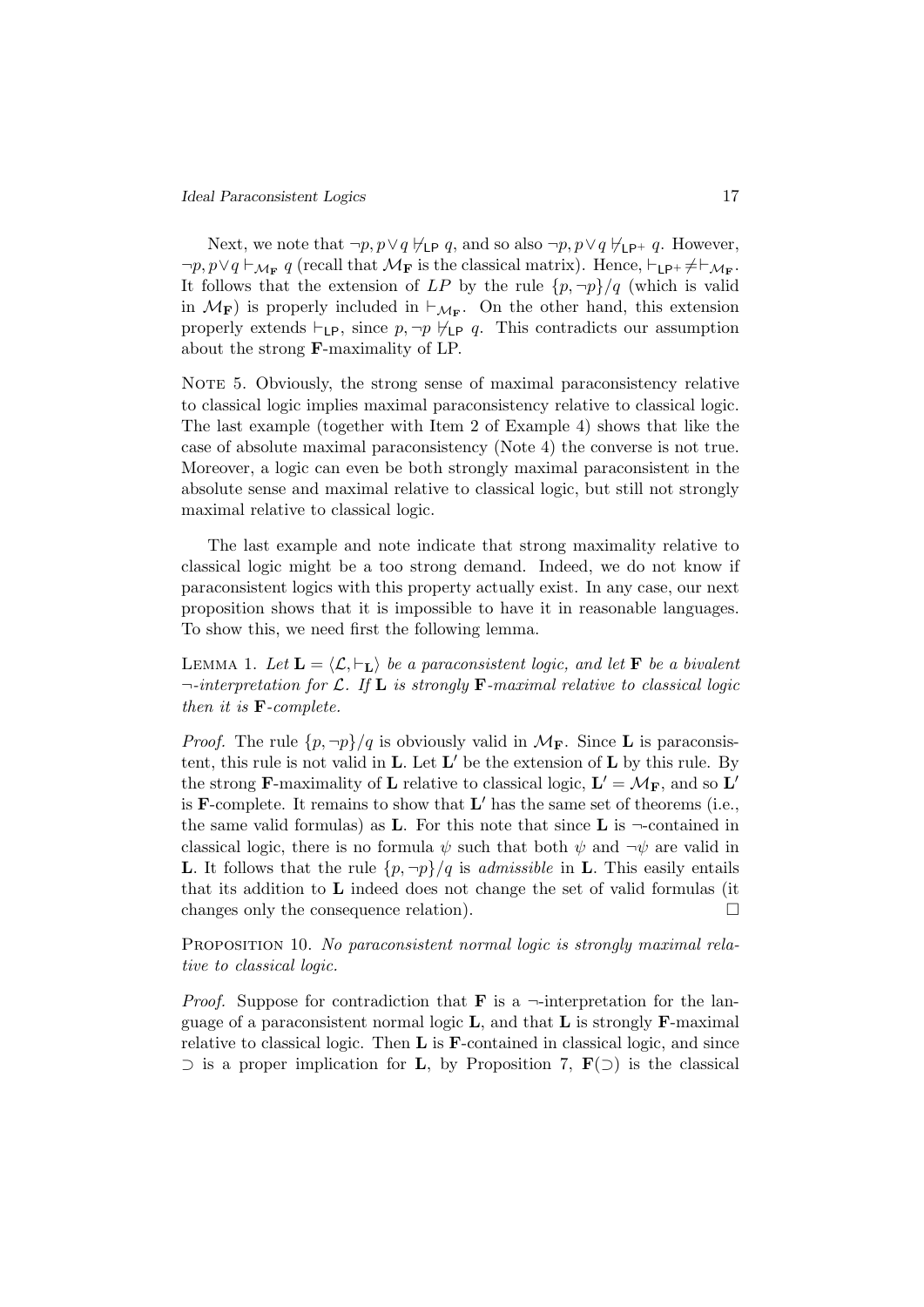Next, we note that $\neg p, p \vee q \not\vdash_{\mathsf{LP}} q$, and so also $\neg p, p \vee q \not\vdash_{\mathsf{LP^+}} q$. However, $\neg p, p \vee q \vdash_{\mathcal{M}_{\mathbf{F}}} q$ (recall that $\mathcal{M}_{\mathbf{F}}$ is the classical matrix). Hence, $\vdash_{\mathsf{LP^+}} \neq \vdash_{\mathcal{M}_{\mathbf{F}}}$. It follows that the extension of $LP$ by the rule $\{p, \neg p\}/q$ (which is valid in $\mathcal{M}_{\mathbf{F}}$) is properly included in $\vdash_{\mathcal{M}_{\mathbf{F}}}$. On the other hand, this extension properly extends $\vdash_{\mathsf{LP}}$, since $p, \neg p \not\vdash_{\mathsf{LP}} q$. This contradicts our assumption about the strong **F**-maximality of LP.

Note 5. Obviously, the strong sense of maximal paraconsistency relative to classical logic implies maximal paraconsistency relative to classical logic. The last example (together with Item 2 of Example 4) shows that like the case of absolute maximal paraconsistency (Note 4) the converse is not true. Moreover, a logic can even be both strongly maximal paraconsistent in the absolute sense and maximal relative to classical logic, but still not strongly maximal relative to classical logic.

The last example and note indicate that strong maximality relative to classical logic might be a too strong demand. Indeed, we do not know if paraconsistent logics with this property actually exist. In any case, our next proposition shows that it is impossible to have it in reasonable languages. To show this, we need first the following lemma.

Lemma 1. *Let $\mathbf{L} = \langle \mathcal{L}, \vdash_{\mathbf{L}} \rangle$ be a paraconsistent logic, and let $\mathbf{F}$ be a bivalent $\neg$-interpretation for $\mathcal{L}$. If $\mathbf{L}$ is strongly $\mathbf{F}$-maximal relative to classical logic then it is $\mathbf{F}$-complete.*

*Proof.* The rule $\{p, \neg p\}/q$ is obviously valid in $\mathcal{M}_{\mathbf{F}}$. Since $\mathbf{L}$ is paraconsistent, this rule is not valid in $\mathbf{L}$. Let $\mathbf{L}'$ be the extension of $\mathbf{L}$ by this rule. By the strong $\mathbf{F}$-maximality of $\mathbf{L}$ relative to classical logic, $\mathbf{L}' = \mathcal{M}_{\mathbf{F}}$, and so $\mathbf{L}'$ is $\mathbf{F}$-complete. It remains to show that $\mathbf{L}'$ has the same set of theorems (i.e., the same valid formulas) as $\mathbf{L}$. For this note that since $\mathbf{L}$ is $\neg$-contained in classical logic, there is no formula $\psi$ such that both $\psi$ and $\neg\psi$ are valid in $\mathbf{L}$. It follows that the rule $\{p, \neg p\}/q$ is *admissible* in $\mathbf{L}$. This easily entails that its addition to $\mathbf{L}$ indeed does not change the set of valid formulas (it changes only the consequence relation). $\square$

Proposition 10. *No paraconsistent normal logic is strongly maximal relative to classical logic.*

*Proof.* Suppose for contradiction that $\mathbf{F}$ is a $\neg$-interpretation for the language of a paraconsistent normal logic $\mathbf{L}$, and that $\mathbf{L}$ is strongly $\mathbf{F}$-maximal relative to classical logic. Then $\mathbf{L}$ is $\mathbf{F}$-contained in classical logic, and since $\supset$ is a proper implication for $\mathbf{L}$, by Proposition 7, $\mathbf{F}(\supset)$ is the classical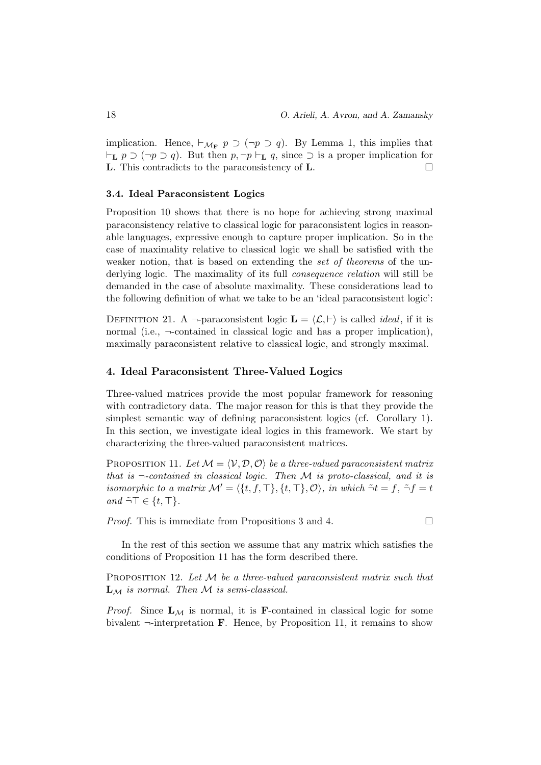implication. Hence, $\vdash_{\mathcal{M}_{\mathbf{F}}} p \supset (\neg p \supset q)$. By Lemma 1, this implies that $\vdash_{\mathbf{L}} p \supset (\neg p \supset q)$. But then $p, \neg p \vdash_{\mathbf{L}} q$, since $\supset$ is a proper implication for $\mathbf{L}$. This contradicts to the paraconsistency of $\mathbf{L}$. □

### 3.4. Ideal Paraconsistent Logics

Proposition 10 shows that there is no hope for achieving strong maximal paraconsistency relative to classical logic for paraconsistent logics in reasonable languages, expressive enough to capture proper implication. So in the case of maximality relative to classical logic we shall be satisfied with the weaker notion, that is based on extending the *set of theorems* of the underlying logic. The maximality of its full *consequence relation* will still be demanded in the case of absolute maximality. These considerations lead to the following definition of what we take to be an 'ideal paraconsistent logic':

Definition 21. A $\neg$-paraconsistent logic $\mathbf{L} = \langle \mathcal{L}, \vdash \rangle$ is called *ideal*, if it is normal (i.e., $\neg$-contained in classical logic and has a proper implication), maximally paraconsistent relative to classical logic, and strongly maximal.

## 4. Ideal Paraconsistent Three-Valued Logics

Three-valued matrices provide the most popular framework for reasoning with contradictory data. The major reason for this is that they provide the simplest semantic way of defining paraconsistent logics (cf. Corollary 1). In this section, we investigate ideal logics in this framework. We start by characterizing the three-valued paraconsistent matrices.

Proposition 11. *Let $\mathcal{M} = \langle \mathcal{V}, \mathcal{D}, \mathcal{O} \rangle$ be a three-valued paraconsistent matrix that is $\neg$-contained in classical logic. Then $\mathcal{M}$ is proto-classical, and it is isomorphic to a matrix $\mathcal{M}' = \langle \{t, f, \top\}, \{t, \top\}, \mathcal{O} \rangle$, in which $\tilde{\neg} t = f$, $\tilde{\neg} f = t$ and $\tilde{\neg} \top \in \{t, \top\}$.*

*Proof.* This is immediate from Propositions 3 and 4. □

In the rest of this section we assume that any matrix which satisfies the conditions of Proposition 11 has the form described there.

Proposition 12. *Let $\mathcal{M}$ be a three-valued paraconsistent matrix such that $\mathbf{L}_{\mathcal{M}}$ is normal. Then $\mathcal{M}$ is semi-classical.*

*Proof.* Since $\mathbf{L}_{\mathcal{M}}$ is normal, it is $\mathbf{F}$-contained in classical logic for some bivalent $\neg$-interpretation $\mathbf{F}$. Hence, by Proposition 11, it remains to show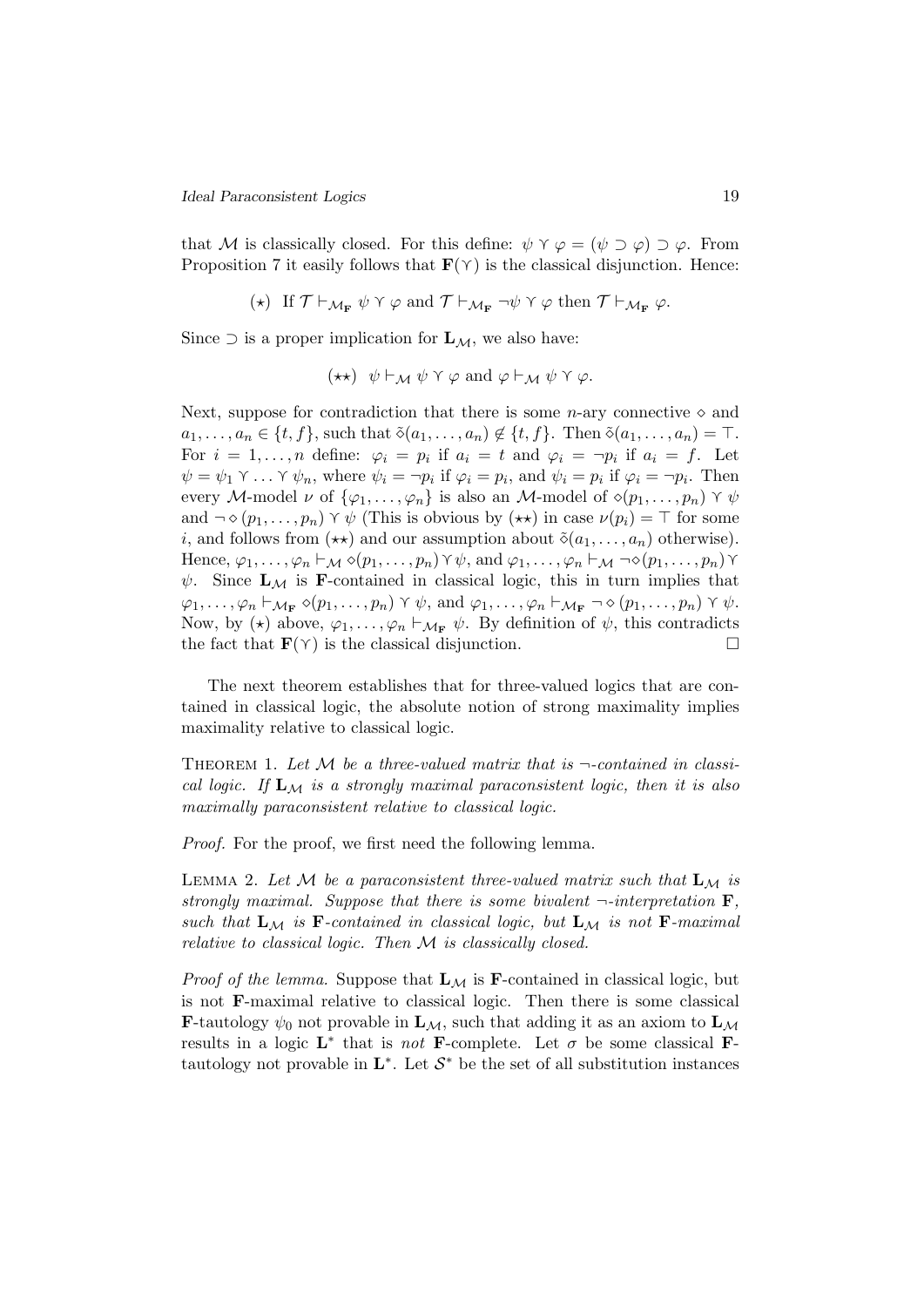that $\mathcal{M}$ is classically closed. For this define: $\psi \curlyvee \varphi = (\psi \supset \varphi) \supset \varphi$. From Proposition 7 it easily follows that $\mathbf{F}(\curlyvee)$ is the classical disjunction. Hence:

$$(\star) \;\; \text{If } \mathcal{T} \vdash_{\mathcal{M}_\mathbf{F}} \psi \curlyvee \varphi \text{ and } \mathcal{T} \vdash_{\mathcal{M}_\mathbf{F}} \neg\psi \curlyvee \varphi \text{ then } \mathcal{T} \vdash_{\mathcal{M}_\mathbf{F}} \varphi.$$

Since $\supset$ is a proper implication for $\mathbf{L}_\mathcal{M}$, we also have:

$$(\star\star) \;\; \psi \vdash_\mathcal{M} \psi \curlyvee \varphi \text{ and } \varphi \vdash_\mathcal{M} \psi \curlyvee \varphi.$$

Next, suppose for contradiction that there is some $n$-ary connective $\diamond$ and $a_1, \ldots, a_n \in \{t, f\}$, such that $\tilde{\diamond}(a_1, \ldots, a_n) \notin \{t, f\}$. Then $\tilde{\diamond}(a_1, \ldots, a_n) = \top$. For $i = 1, \ldots, n$ define: $\varphi_i = p_i$ if $a_i = t$ and $\varphi_i = \neg p_i$ if $a_i = f$. Let $\psi = \psi_1 \curlyvee \ldots \curlyvee \psi_n$, where $\psi_i = \neg p_i$ if $\varphi_i = p_i$, and $\psi_i = p_i$ if $\varphi_i = \neg p_i$. Then every $\mathcal{M}$-model $\nu$ of $\{\varphi_1, \ldots, \varphi_n\}$ is also an $\mathcal{M}$-model of $\diamond(p_1, \ldots, p_n) \curlyvee \psi$ and $\neg \diamond (p_1, \ldots, p_n) \curlyvee \psi$ (This is obvious by $(\star\star)$ in case $\nu(p_i) = \top$ for some $i$, and follows from $(\star\star)$ and our assumption about $\tilde{\diamond}(a_1, \ldots, a_n)$ otherwise). Hence, $\varphi_1, \ldots, \varphi_n \vdash_\mathcal{M} \diamond(p_1, \ldots, p_n) \curlyvee \psi$, and $\varphi_1, \ldots, \varphi_n \vdash_\mathcal{M} \neg\diamond(p_1, \ldots, p_n) \curlyvee \psi$. Since $\mathbf{L}_\mathcal{M}$ is $\mathbf{F}$-contained in classical logic, this in turn implies that $\varphi_1, \ldots, \varphi_n \vdash_{\mathcal{M}_\mathbf{F}} \diamond(p_1, \ldots, p_n) \curlyvee \psi$, and $\varphi_1, \ldots, \varphi_n \vdash_{\mathcal{M}_\mathbf{F}} \neg \diamond (p_1, \ldots, p_n) \curlyvee \psi$. Now, by $(\star)$ above, $\varphi_1, \ldots, \varphi_n \vdash_{\mathcal{M}_\mathbf{F}} \psi$. By definition of $\psi$, this contradicts the fact that $\mathbf{F}(\curlyvee)$ is the classical disjunction. □

The next theorem establishes that for three-valued logics that are contained in classical logic, the absolute notion of strong maximality implies maximality relative to classical logic.

Theorem 1. *Let $\mathcal{M}$ be a three-valued matrix that is $\neg$-contained in classical logic. If $\mathbf{L}_\mathcal{M}$ is a strongly maximal paraconsistent logic, then it is also maximally paraconsistent relative to classical logic.*

*Proof.* For the proof, we first need the following lemma.

Lemma 2. *Let $\mathcal{M}$ be a paraconsistent three-valued matrix such that $\mathbf{L}_\mathcal{M}$ is strongly maximal. Suppose that there is some bivalent $\neg$-interpretation $\mathbf{F}$, such that $\mathbf{L}_\mathcal{M}$ is $\mathbf{F}$-contained in classical logic, but $\mathbf{L}_\mathcal{M}$ is not $\mathbf{F}$-maximal relative to classical logic. Then $\mathcal{M}$ is classically closed.*

*Proof of the lemma.* Suppose that $\mathbf{L}_\mathcal{M}$ is $\mathbf{F}$-contained in classical logic, but is not $\mathbf{F}$-maximal relative to classical logic. Then there is some classical $\mathbf{F}$-tautology $\psi_0$ not provable in $\mathbf{L}_\mathcal{M}$, such that adding it as an axiom to $\mathbf{L}_\mathcal{M}$ results in a logic $\mathbf{L}^*$ that is *not* $\mathbf{F}$-complete. Let $\sigma$ be some classical $\mathbf{F}$-tautology not provable in $\mathbf{L}^*$. Let $\mathcal{S}^*$ be the set of all substitution instances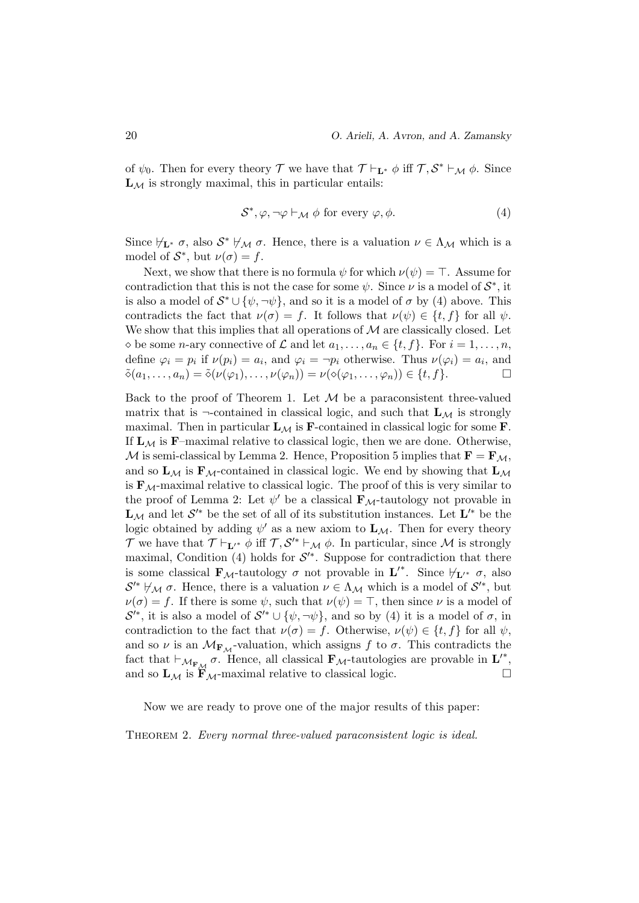of $\psi_0$. Then for every theory $\mathcal{T}$ we have that $\mathcal{T} \vdash_{\mathbf{L}^*} \phi$ iff $\mathcal{T}, \mathcal{S}^* \vdash_{\mathcal{M}} \phi$. Since $\mathbf{L}_{\mathcal{M}}$ is strongly maximal, this in particular entails:

$$\mathcal{S}^*, \varphi, \neg\varphi \vdash_{\mathcal{M}} \phi \text{ for every } \varphi, \phi. \tag{4}$$

Since $\not\vdash_{\mathbf{L}^*} \sigma$, also $\mathcal{S}^* \not\vdash_{\mathcal{M}} \sigma$. Hence, there is a valuation $\nu \in \Lambda_{\mathcal{M}}$ which is a model of $\mathcal{S}^*$, but $\nu(\sigma) = f$.

Next, we show that there is no formula $\psi$ for which $\nu(\psi) = \top$. Assume for contradiction that this is not the case for some $\psi$. Since $\nu$ is a model of $\mathcal{S}^*$, it is also a model of $\mathcal{S}^* \cup \{\psi, \neg\psi\}$, and so it is a model of $\sigma$ by (4) above. This contradicts the fact that $\nu(\sigma) = f$. It follows that $\nu(\psi) \in \{t, f\}$ for all $\psi$. We show that this implies that all operations of $\mathcal{M}$ are classically closed. Let $\diamond$ be some $n$-ary connective of $\mathcal{L}$ and let $a_1, \ldots, a_n \in \{t, f\}$. For $i = 1, \ldots, n$, define $\varphi_i = p_i$ if $\nu(p_i) = a_i$, and $\varphi_i = \neg p_i$ otherwise. Thus $\nu(\varphi_i) = a_i$, and $\tilde{\diamond}(a_1, \ldots, a_n) = \tilde{\diamond}(\nu(\varphi_1), \ldots, \nu(\varphi_n)) = \nu(\diamond(\varphi_1, \ldots, \varphi_n)) \in \{t, f\}$. □

Back to the proof of Theorem 1. Let $\mathcal{M}$ be a paraconsistent three-valued matrix that is $\neg$-contained in classical logic, and such that $\mathbf{L}_{\mathcal{M}}$ is strongly maximal. Then in particular $\mathbf{L}_{\mathcal{M}}$ is $\mathbf{F}$-contained in classical logic for some $\mathbf{F}$. If $\mathbf{L}_{\mathcal{M}}$ is $\mathbf{F}$–maximal relative to classical logic, then we are done. Otherwise, $\mathcal{M}$ is semi-classical by Lemma 2. Hence, Proposition 5 implies that $\mathbf{F} = \mathbf{F}_{\mathcal{M}}$, and so $\mathbf{L}_{\mathcal{M}}$ is $\mathbf{F}_{\mathcal{M}}$-contained in classical logic. We end by showing that $\mathbf{L}_{\mathcal{M}}$ is $\mathbf{F}_{\mathcal{M}}$-maximal relative to classical logic. The proof of this is very similar to the proof of Lemma 2: Let $\psi'$ be a classical $\mathbf{F}_{\mathcal{M}}$-tautology not provable in $\mathbf{L}_{\mathcal{M}}$ and let $\mathcal{S}'^*$ be the set of all of its substitution instances. Let $\mathbf{L}'^*$ be the logic obtained by adding $\psi'$ as a new axiom to $\mathbf{L}_{\mathcal{M}}$. Then for every theory $\mathcal{T}$ we have that $\mathcal{T} \vdash_{\mathbf{L}'^*} \phi$ iff $\mathcal{T}, \mathcal{S}'^* \vdash_{\mathcal{M}} \phi$. In particular, since $\mathcal{M}$ is strongly maximal, Condition (4) holds for $\mathcal{S}'^*$. Suppose for contradiction that there is some classical $\mathbf{F}_{\mathcal{M}}$-tautology $\sigma$ not provable in $\mathbf{L}'^*$. Since $\not\vdash_{\mathbf{L}'^*} \sigma$, also $\mathcal{S}'^* \not\vdash_{\mathcal{M}} \sigma$. Hence, there is a valuation $\nu \in \Lambda_{\mathcal{M}}$ which is a model of $\mathcal{S}'^*$, but $\nu(\sigma) = f$. If there is some $\psi$, such that $\nu(\psi) = \top$, then since $\nu$ is a model of $\mathcal{S}'^*$, it is also a model of $\mathcal{S}'^* \cup \{\psi, \neg\psi\}$, and so by (4) it is a model of $\sigma$, in contradiction to the fact that $\nu(\sigma) = f$. Otherwise, $\nu(\psi) \in \{t, f\}$ for all $\psi$, and so $\nu$ is an $\mathcal{M}_{\mathbf{F}_{\mathcal{M}}}$-valuation, which assigns $f$ to $\sigma$. This contradicts the fact that $\vdash_{\mathcal{M}_{\mathbf{F}_{\mathcal{M}}}} \sigma$. Hence, all classical $\mathbf{F}_{\mathcal{M}}$-tautologies are provable in $\mathbf{L}'^*$, and so $\mathbf{L}_{\mathcal{M}}$ is $\mathbf{F}_{\mathcal{M}}$-maximal relative to classical logic. □

Now we are ready to prove one of the major results of this paper:

THEOREM 2. *Every normal three-valued paraconsistent logic is ideal.*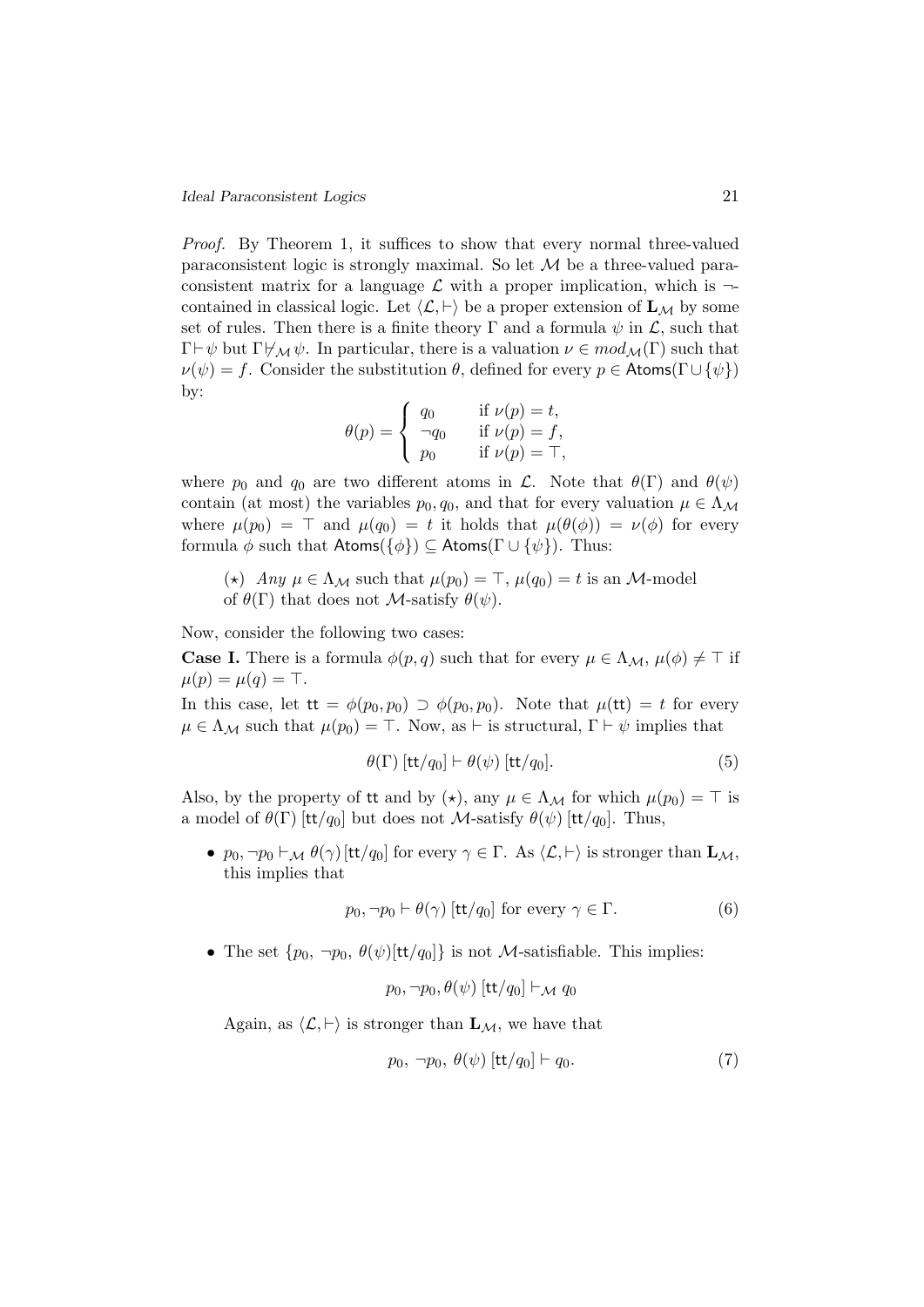*Proof.* By Theorem 1, it suffices to show that every normal three-valued paraconsistent logic is strongly maximal. So let $\mathcal{M}$ be a three-valued paraconsistent matrix for a language $\mathcal{L}$ with a proper implication, which is $\neg$-contained in classical logic. Let $\langle \mathcal{L}, \vdash \rangle$ be a proper extension of $\mathbf{L}_{\mathcal{M}}$ by some set of rules. Then there is a finite theory $\Gamma$ and a formula $\psi$ in $\mathcal{L}$, such that $\Gamma \vdash \psi$ but $\Gamma \not\vdash_{\mathcal{M}} \psi$. In particular, there is a valuation $\nu \in mod_{\mathcal{M}}(\Gamma)$ such that $\nu(\psi) = f$. Consider the substitution $\theta$, defined for every $p \in \mathsf{Atoms}(\Gamma \cup \{\psi\})$ by:

$$\theta(p) = \begin{cases} q_0 & \text{if } \nu(p) = t, \\ \neg q_0 & \text{if } \nu(p) = f, \\ p_0 & \text{if } \nu(p) = \top, \end{cases}$$

where $p_0$ and $q_0$ are two different atoms in $\mathcal{L}$. Note that $\theta(\Gamma)$ and $\theta(\psi)$ contain (at most) the variables $p_0, q_0$, and that for every valuation $\mu \in \Lambda_{\mathcal{M}}$ where $\mu(p_0) = \top$ and $\mu(q_0) = t$ it holds that $\mu(\theta(\phi)) = \nu(\phi)$ for every formula $\phi$ such that $\mathsf{Atoms}(\{\phi\}) \subseteq \mathsf{Atoms}(\Gamma \cup \{\psi\})$. Thus:

($\star$) *Any* $\mu \in \Lambda_{\mathcal{M}}$ such that $\mu(p_0) = \top$, $\mu(q_0) = t$ is an $\mathcal{M}$-model of $\theta(\Gamma)$ that does not $\mathcal{M}$-satisfy $\theta(\psi)$.

Now, consider the following two cases:

**Case I.** There is a formula $\phi(p, q)$ such that for every $\mu \in \Lambda_{\mathcal{M}}$, $\mu(\phi) \neq \top$ if $\mu(p) = \mu(q) = \top$.

In this case, let $\mathsf{tt} = \phi(p_0, p_0) \supset \phi(p_0, p_0)$. Note that $\mu(\mathsf{tt}) = t$ for every $\mu \in \Lambda_{\mathcal{M}}$ such that $\mu(p_0) = \top$. Now, as $\vdash$ is structural, $\Gamma \vdash \psi$ implies that

$$\theta(\Gamma)\,[\mathsf{tt}/q_0] \vdash \theta(\psi)\,[\mathsf{tt}/q_0]. \tag{5}$$

Also, by the property of $\mathsf{tt}$ and by ($\star$), any $\mu \in \Lambda_{\mathcal{M}}$ for which $\mu(p_0) = \top$ is a model of $\theta(\Gamma)\,[\mathsf{tt}/q_0]$ but does not $\mathcal{M}$-satisfy $\theta(\psi)\,[\mathsf{tt}/q_0]$. Thus,

- $p_0, \neg p_0 \vdash_{\mathcal{M}} \theta(\gamma)\,[\mathsf{tt}/q_0]$ for every $\gamma \in \Gamma$. As $\langle \mathcal{L}, \vdash \rangle$ is stronger than $\mathbf{L}_{\mathcal{M}}$, this implies that

$$p_0, \neg p_0 \vdash \theta(\gamma)\,[\mathsf{tt}/q_0] \text{ for every } \gamma \in \Gamma. \tag{6}$$

- The set $\{p_0,\ \neg p_0,\ \theta(\psi)[\mathsf{tt}/q_0]\}$ is not $\mathcal{M}$-satisfiable. This implies:

$$p_0, \neg p_0, \theta(\psi)\,[\mathsf{tt}/q_0] \vdash_{\mathcal{M}} q_0$$

Again, as $\langle \mathcal{L}, \vdash \rangle$ is stronger than $\mathbf{L}_{\mathcal{M}}$, we have that

$$p_0,\ \neg p_0,\ \theta(\psi)\,[\mathsf{tt}/q_0] \vdash q_0. \tag{7}$$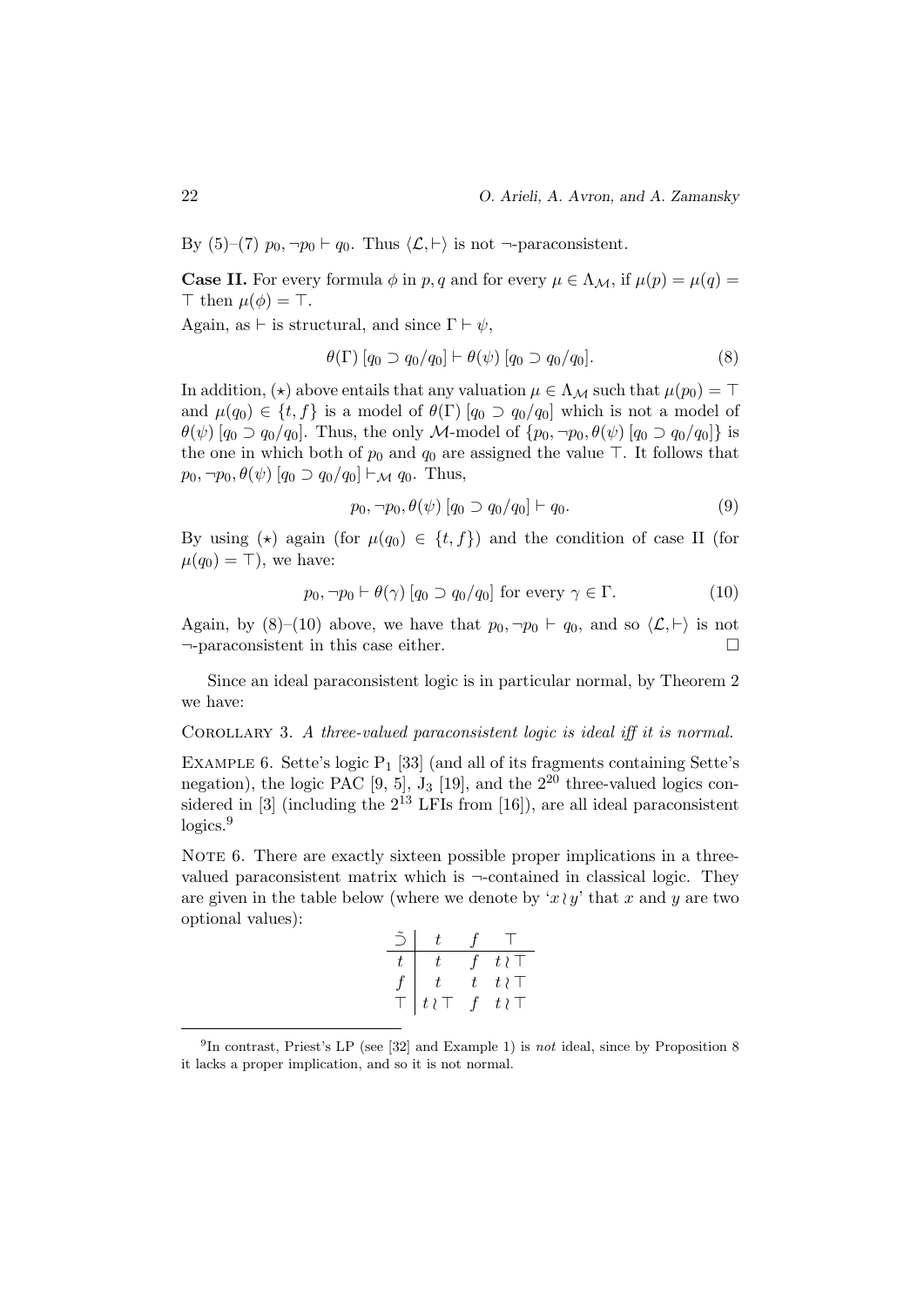By (5)–(7) $p_0, \neg p_0 \vdash q_0$. Thus $\langle \mathcal{L}, \vdash \rangle$ is not $\neg$-paraconsistent.

**Case II.** For every formula $\phi$ in $p, q$ and for every $\mu \in \Lambda_{\mathcal{M}}$, if $\mu(p) = \mu(q) = \top$ then $\mu(\phi) = \top$.

Again, as $\vdash$ is structural, and since $\Gamma \vdash \psi$,

$$\theta(\Gamma)\,[q_0 \supset q_0/q_0] \vdash \theta(\psi)\,[q_0 \supset q_0/q_0]. \tag{8}$$

In addition, $(\star)$ above entails that any valuation $\mu \in \Lambda_{\mathcal{M}}$ such that $\mu(p_0) = \top$ and $\mu(q_0) \in \{t, f\}$ is a model of $\theta(\Gamma)\,[q_0 \supset q_0/q_0]$ which is not a model of $\theta(\psi)\,[q_0 \supset q_0/q_0]$. Thus, the only $\mathcal{M}$-model of $\{p_0, \neg p_0, \theta(\psi)\,[q_0 \supset q_0/q_0]\}$ is the one in which both of $p_0$ and $q_0$ are assigned the value $\top$. It follows that $p_0, \neg p_0, \theta(\psi)\,[q_0 \supset q_0/q_0] \vdash_{\mathcal{M}} q_0$. Thus,

$$p_0, \neg p_0, \theta(\psi)\,[q_0 \supset q_0/q_0] \vdash q_0. \tag{9}$$

By using $(\star)$ again (for $\mu(q_0) \in \{t, f\}$) and the condition of case II (for $\mu(q_0) = \top$), we have:

$$p_0, \neg p_0 \vdash \theta(\gamma)\,[q_0 \supset q_0/q_0] \text{ for every } \gamma \in \Gamma. \tag{10}$$

Again, by (8)–(10) above, we have that $p_0, \neg p_0 \vdash q_0$, and so $\langle \mathcal{L}, \vdash \rangle$ is not $\neg$-paraconsistent in this case either. □

Since an ideal paraconsistent logic is in particular normal, by Theorem 2 we have:

Corollary 3. *A three-valued paraconsistent logic is ideal iff it is normal.*

Example 6. Sette's logic $\mathrm{P}_1$ [33] (and all of its fragments containing Sette's negation), the logic PAC [9, 5], $\mathrm{J}_3$ [19], and the $2^{20}$ three-valued logics considered in [3] (including the $2^{13}$ LFIs from [16]), are all ideal paraconsistent logics.[9]

Note 6. There are exactly sixteen possible proper implications in a three-valued paraconsistent matrix which is $\neg$-contained in classical logic. They are given in the table below (where we denote by '$x \wr y$' that $x$ and $y$ are two optional values):

| $\tilde{\supset}$ | $t$ | $f$ | $\top$ |
|---|---|---|---|
| $t$ | $t$ | $f$ | $t \wr \top$ |
| $f$ | $t$ | $t$ | $t \wr \top$ |
| $\top$ | $t \wr \top$ | $f$ | $t \wr \top$ |

[9] In contrast, Priest's LP (see [32] and Example 1) is *not* ideal, since by Proposition 8 it lacks a proper implication, and so it is not normal.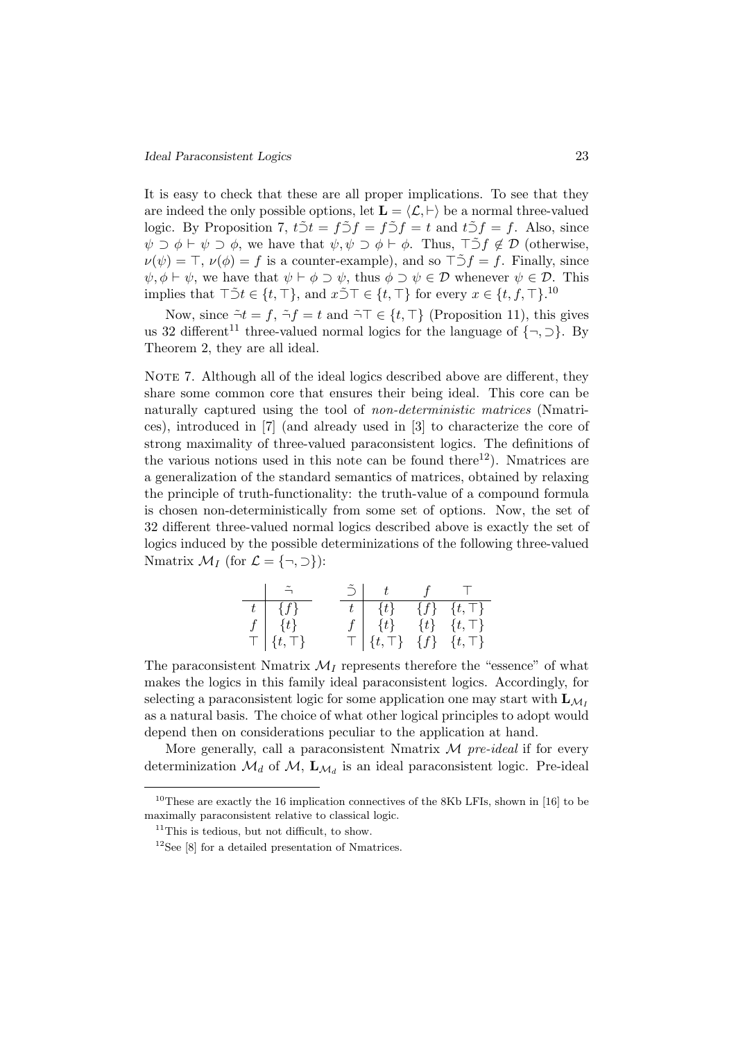It is easy to check that these are all proper implications. To see that they are indeed the only possible options, let $\mathbf{L} = \langle \mathcal{L}, \vdash \rangle$ be a normal three-valued logic. By Proposition 7, $t \tilde{\supset} t = f \tilde{\supset} f = f \tilde{\supset} f = t$ and $t \tilde{\supset} f = f$. Also, since $\psi \supset \phi \vdash \psi \supset \phi$, we have that $\psi, \psi \supset \phi \vdash \phi$. Thus, $\top \tilde{\supset} f \notin \mathcal{D}$ (otherwise, $\nu(\psi) = \top$, $\nu(\phi) = f$ is a counter-example), and so $\top \tilde{\supset} f = f$. Finally, since $\psi, \phi \vdash \psi$, we have that $\psi \vdash \phi \supset \psi$, thus $\phi \supset \psi \in \mathcal{D}$ whenever $\psi \in \mathcal{D}$. This implies that $\top \tilde{\supset} t \in \{t, \top\}$, and $x \tilde{\supset} \top \in \{t, \top\}$ for every $x \in \{t, f, \top\}$.[10]

Now, since $\tilde{\neg} t = f$, $\tilde{\neg} f = t$ and $\tilde{\neg} \top \in \{t, \top\}$ (Proposition 11), this gives us 32 different[11] three-valued normal logics for the language of $\{\neg, \supset\}$. By Theorem 2, they are all ideal.

NOTE 7. Although all of the ideal logics described above are different, they share some common core that ensures their being ideal. This core can be naturally captured using the tool of *non-deterministic matrices* (Nmatrices), introduced in [7] (and already used in [3] to characterize the core of strong maximality of three-valued paraconsistent logics. The definitions of the various notions used in this note can be found there[12]). Nmatrices are a generalization of the standard semantics of matrices, obtained by relaxing the principle of truth-functionality: the truth-value of a compound formula is chosen non-deterministically from some set of options. Now, the set of 32 different three-valued normal logics described above is exactly the set of logics induced by the possible determinizations of the following three-valued Nmatrix $\mathcal{M}_I$ (for $\mathcal{L} = \{\neg, \supset\}$):

| | $\tilde{\neg}$ |
|---|---|
| $t$ | $\{f\}$ |
| $f$ | $\{t\}$ |
| $\top$ | $\{t, \top\}$ |

| $\tilde{\supset}$ | $t$ | $f$ | $\top$ |
|---|---|---|---|
| $t$ | $\{t\}$ | $\{f\}$ | $\{t, \top\}$ |
| $f$ | $\{t\}$ | $\{t\}$ | $\{t, \top\}$ |
| $\top$ | $\{t, \top\}$ | $\{f\}$ | $\{t, \top\}$ |

The paraconsistent Nmatrix $\mathcal{M}_I$ represents therefore the "essence" of what makes the logics in this family ideal paraconsistent logics. Accordingly, for selecting a paraconsistent logic for some application one may start with $\mathbf{L}_{\mathcal{M}_I}$ as a natural basis. The choice of what other logical principles to adopt would depend then on considerations peculiar to the application at hand.

More generally, call a paraconsistent Nmatrix $\mathcal{M}$ *pre-ideal* if for every determinization $\mathcal{M}_d$ of $\mathcal{M}$, $\mathbf{L}_{\mathcal{M}_d}$ is an ideal paraconsistent logic. Pre-ideal

[10] These are exactly the 16 implication connectives of the 8Kb LFIs, shown in [16] to be maximally paraconsistent relative to classical logic.

[11] This is tedious, but not difficult, to show.

[12] See [8] for a detailed presentation of Nmatrices.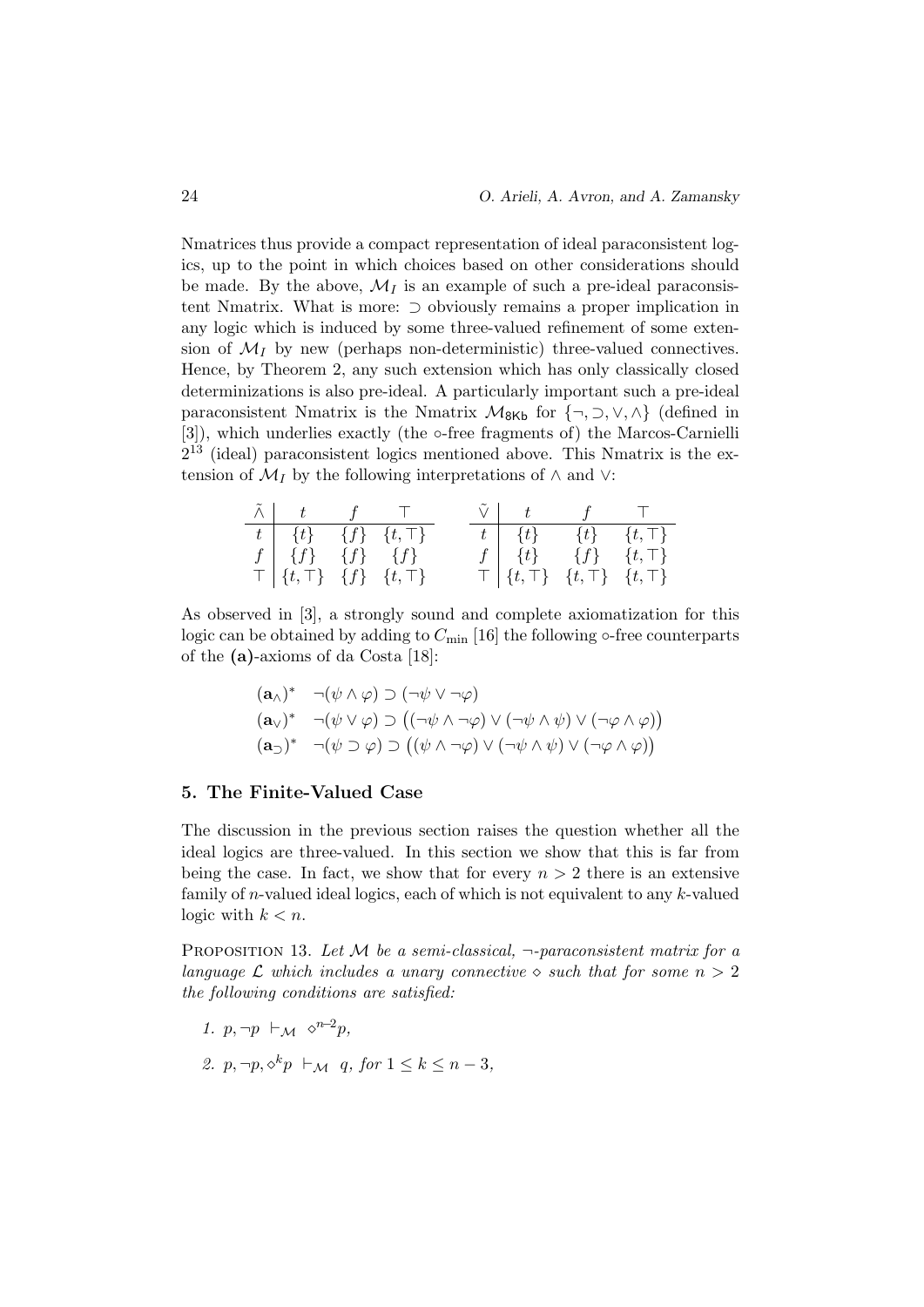Nmatrices thus provide a compact representation of ideal paraconsistent logics, up to the point in which choices based on other considerations should be made. By the above, $\mathcal{M}_I$ is an example of such a pre-ideal paraconsistent Nmatrix. What is more: $\supset$ obviously remains a proper implication in any logic which is induced by some three-valued refinement of some extension of $\mathcal{M}_I$ by new (perhaps non-deterministic) three-valued connectives. Hence, by Theorem 2, any such extension which has only classically closed determinizations is also pre-ideal. A particularly important such a pre-ideal paraconsistent Nmatrix is the Nmatrix $\mathcal{M}_{\mathsf{8Kb}}$ for $\{\neg, \supset, \vee, \wedge\}$ (defined in [3]), which underlies exactly (the $\circ$-free fragments of) the Marcos-Carnielli $2^{13}$ (ideal) paraconsistent logics mentioned above. This Nmatrix is the extension of $\mathcal{M}_I$ by the following interpretations of $\wedge$ and $\vee$:

| $\tilde{\wedge}$ | $t$ | $f$ | $\top$ |
|---|---|---|---|
| $t$ | $\{t\}$ | $\{f\}$ | $\{t,\top\}$ |
| $f$ | $\{f\}$ | $\{f\}$ | $\{f\}$ |
| $\top$ | $\{t,\top\}$ | $\{f\}$ | $\{t,\top\}$ |

| $\tilde{\vee}$ | $t$ | $f$ | $\top$ |
|---|---|---|---|
| $t$ | $\{t\}$ | $\{t\}$ | $\{t,\top\}$ |
| $f$ | $\{t\}$ | $\{f\}$ | $\{t,\top\}$ |
| $\top$ | $\{t,\top\}$ | $\{t,\top\}$ | $\{t,\top\}$ |

As observed in [3], a strongly sound and complete axiomatization for this logic can be obtained by adding to $C_{\min}$ [16] the following $\circ$-free counterparts of the **(a)**-axioms of da Costa [18]:

$$(\mathbf{a}_\wedge)^* \quad \neg(\psi \wedge \varphi) \supset (\neg\psi \vee \neg\varphi)$$

$$(\mathbf{a}_\vee)^* \quad \neg(\psi \vee \varphi) \supset \big((\neg\psi \wedge \neg\varphi) \vee (\neg\psi \wedge \psi) \vee (\neg\varphi \wedge \varphi)\big)$$

$$(\mathbf{a}_\supset)^* \quad \neg(\psi \supset \varphi) \supset \big((\psi \wedge \neg\varphi) \vee (\neg\psi \wedge \psi) \vee (\neg\varphi \wedge \varphi)\big)$$

## 5. The Finite-Valued Case

The discussion in the previous section raises the question whether all the ideal logics are three-valued. In this section we show that this is far from being the case. In fact, we show that for every $n > 2$ there is an extensive family of $n$-valued ideal logics, each of which is not equivalent to any $k$-valued logic with $k < n$.

PROPOSITION 13. *Let $\mathcal{M}$ be a semi-classical, $\neg$-paraconsistent matrix for a language $\mathcal{L}$ which includes a unary connective $\diamond$ such that for some $n > 2$ the following conditions are satisfied:*

1. $p, \neg p \ \vdash_{\mathcal{M}} \ \diamond^{n-2} p$,
2. $p, \neg p, \diamond^k p \ \vdash_{\mathcal{M}} \ q$, *for* $1 \leq k \leq n-3$,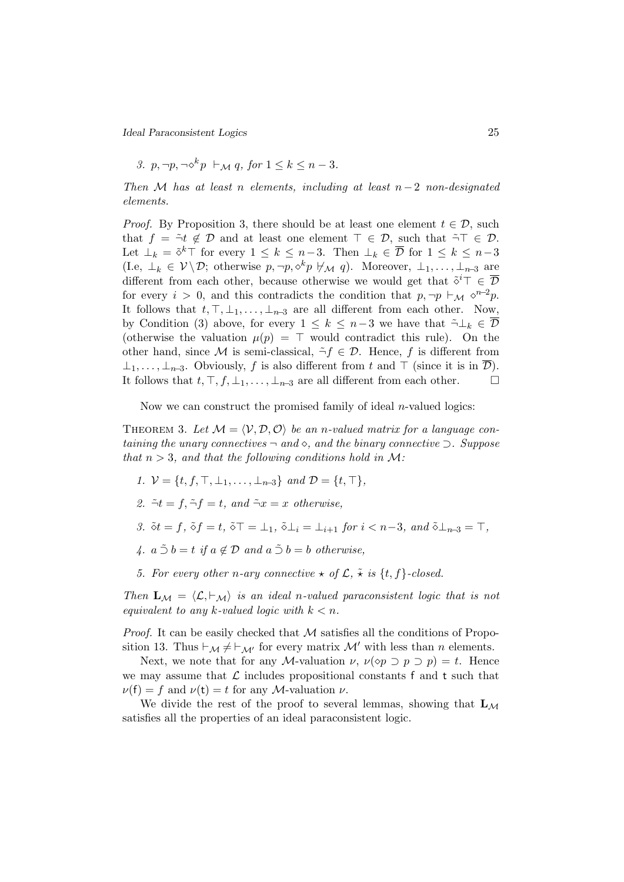3. $p, \neg p, \neg\diamond^k p \ \vdash_{\mathcal{M}} q$, for $1 \leq k \leq n-3$.

*Then $\mathcal{M}$ has at least $n$ elements, including at least $n-2$ non-designated elements.*

*Proof.* By Proposition 3, there should be at least one element $t \in \mathcal{D}$, such that $f = \tilde{\neg} t \notin \mathcal{D}$ and at least one element $\top \in \mathcal{D}$, such that $\tilde{\neg}\top \in \mathcal{D}$. Let $\bot_k = \tilde{\diamond}^k \top$ for every $1 \leq k \leq n-3$. Then $\bot_k \in \overline{\mathcal{D}}$ for $1 \leq k \leq n-3$ (I.e, $\bot_k \in \mathcal{V} \setminus \mathcal{D}$; otherwise $p, \neg p, \diamond^k p \not\vdash_{\mathcal{M}} q$). Moreover, $\bot_1, \ldots, \bot_{n\text{-}3}$ are different from each other, because otherwise we would get that $\tilde{\diamond}^i \top \in \overline{\mathcal{D}}$ for every $i > 0$, and this contradicts the condition that $p, \neg p \vdash_{\mathcal{M}} \diamond^{n\text{-}2} p$. It follows that $t, \top, \bot_1, \ldots, \bot_{n\text{-}3}$ are all different from each other. Now, by Condition (3) above, for every $1 \leq k \leq n-3$ we have that $\tilde{\neg}\bot_k \in \overline{\mathcal{D}}$ (otherwise the valuation $\mu(p) = \top$ would contradict this rule). On the other hand, since $\mathcal{M}$ is semi-classical, $\tilde{\neg} f \in \mathcal{D}$. Hence, $f$ is different from $\bot_1, \ldots, \bot_{n\text{-}3}$. Obviously, $f$ is also different from $t$ and $\top$ (since it is in $\overline{\mathcal{D}}$). It follows that $t, \top, f, \bot_1, \ldots, \bot_{n\text{-}3}$ are all different from each other. $\square$

Now we can construct the promised family of ideal $n$-valued logics:

THEOREM 3. *Let $\mathcal{M} = \langle \mathcal{V}, \mathcal{D}, \mathcal{O} \rangle$ be an $n$-valued matrix for a language containing the unary connectives $\neg$ and $\diamond$, and the binary connective $\supset$. Suppose that $n > 3$, and that the following conditions hold in $\mathcal{M}$:*

1. *$\mathcal{V} = \{t, f, \top, \bot_1, \ldots, \bot_{n\text{-}3}\}$ and $\mathcal{D} = \{t, \top\}$,*
2. *$\tilde{\neg} t = f, \tilde{\neg} f = t$, and $\tilde{\neg} x = x$ otherwise,*
3. *$\tilde{\diamond} t = f$, $\tilde{\diamond} f = t$, $\tilde{\diamond} \top = \bot_1$, $\tilde{\diamond} \bot_i = \bot_{i+1}$ for $i < n-3$, and $\tilde{\diamond} \bot_{n\text{-}3} = \top$,*
4. *$a \tilde{\supset} b = t$ if $a \notin \mathcal{D}$ and $a \tilde{\supset} b = b$ otherwise,*
5. *For every other $n$-ary connective $\star$ of $\mathcal{L}$, $\tilde{\star}$ is $\{t, f\}$-closed.*

*Then $\mathbf{L}_{\mathcal{M}} = \langle \mathcal{L}, \vdash_{\mathcal{M}} \rangle$ is an ideal $n$-valued paraconsistent logic that is not equivalent to any $k$-valued logic with $k < n$.*

*Proof.* It can be easily checked that $\mathcal{M}$ satisfies all the conditions of Proposition 13. Thus $\vdash_{\mathcal{M}} \neq \vdash_{\mathcal{M}'}$ for every matrix $\mathcal{M}'$ with less than $n$ elements.

Next, we note that for any $\mathcal{M}$-valuation $\nu$, $\nu(\diamond p \supset p \supset p) = t$. Hence we may assume that $\mathcal{L}$ includes propositional constants $\mathsf{f}$ and $\mathsf{t}$ such that $\nu(\mathsf{f}) = f$ and $\nu(\mathsf{t}) = t$ for any $\mathcal{M}$-valuation $\nu$.

We divide the rest of the proof to several lemmas, showing that $\mathbf{L}_{\mathcal{M}}$ satisfies all the properties of an ideal paraconsistent logic.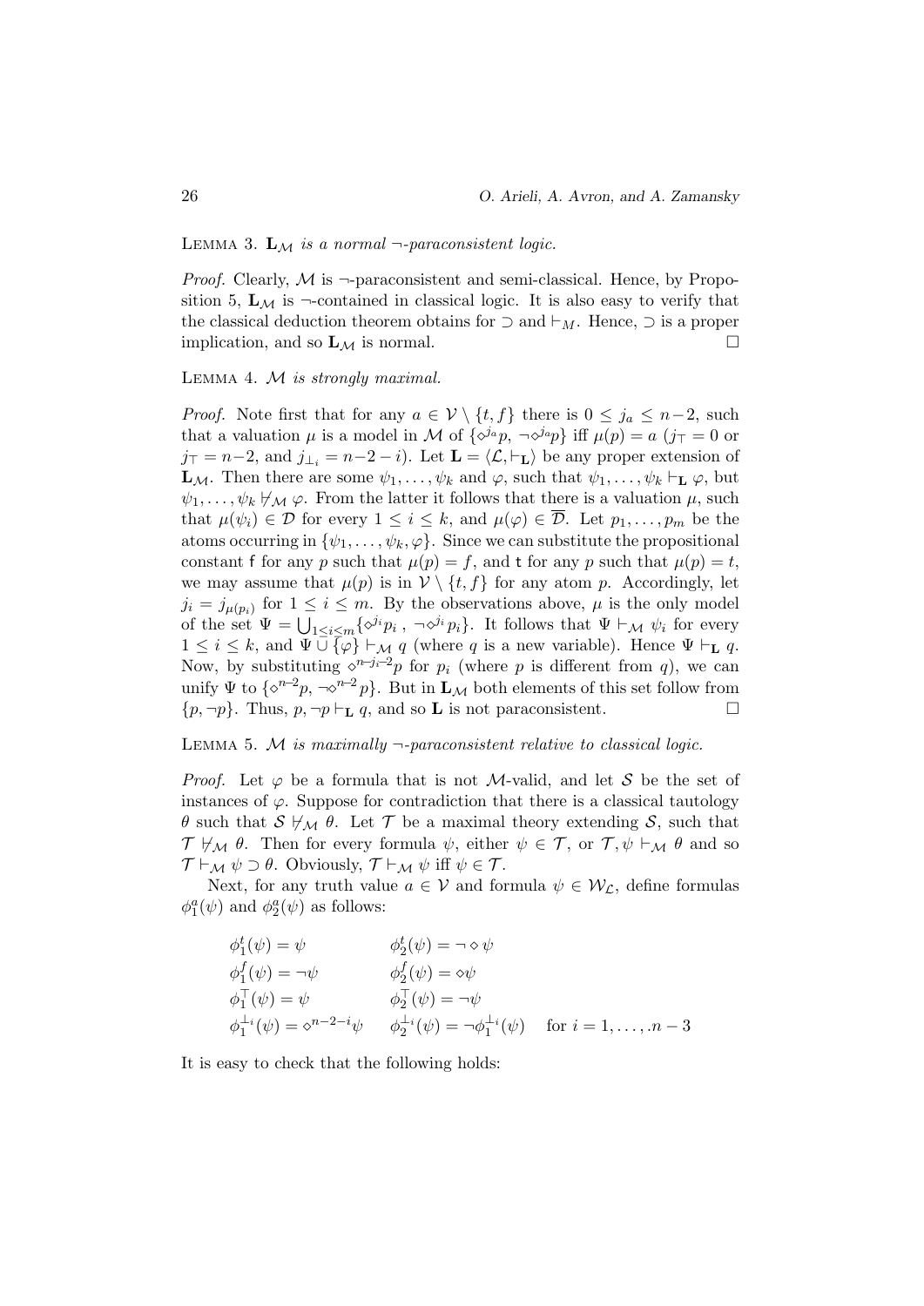Lemma 3. *$\mathbf{L}_{\mathcal{M}}$ is a normal $\neg$-paraconsistent logic.*

*Proof.* Clearly, $\mathcal{M}$ is $\neg$-paraconsistent and semi-classical. Hence, by Proposition 5, $\mathbf{L}_{\mathcal{M}}$ is $\neg$-contained in classical logic. It is also easy to verify that the classical deduction theorem obtains for $\supset$ and $\vdash_M$. Hence, $\supset$ is a proper implication, and so $\mathbf{L}_{\mathcal{M}}$ is normal. $\square$

Lemma 4. *$\mathcal{M}$ is strongly maximal.*

*Proof.* Note first that for any $a \in \mathcal{V} \setminus \{t, f\}$ there is $0 \leq j_a \leq n-2$, such that a valuation $\mu$ is a model in $\mathcal{M}$ of $\{\diamond^{j_a} p, \neg\diamond^{j_a} p\}$ iff $\mu(p) = a$ ($j_\top = 0$ or $j_\top = n-2$, and $j_{\bot_i} = n-2-i$). Let $\mathbf{L} = \langle \mathcal{L}, \vdash_{\mathbf{L}} \rangle$ be any proper extension of $\mathbf{L}_{\mathcal{M}}$. Then there are some $\psi_1, \ldots, \psi_k$ and $\varphi$, such that $\psi_1, \ldots, \psi_k \vdash_{\mathbf{L}} \varphi$, but $\psi_1, \ldots, \psi_k \not\vdash_{\mathcal{M}} \varphi$. From the latter it follows that there is a valuation $\mu$, such that $\mu(\psi_i) \in \mathcal{D}$ for every $1 \leq i \leq k$, and $\mu(\varphi) \in \overline{\mathcal{D}}$. Let $p_1, \ldots, p_m$ be the atoms occurring in $\{\psi_1, \ldots, \psi_k, \varphi\}$. Since we can substitute the propositional constant $\mathsf{f}$ for any $p$ such that $\mu(p) = f$, and $\mathsf{t}$ for any $p$ such that $\mu(p) = t$, we may assume that $\mu(p)$ is in $\mathcal{V} \setminus \{t, f\}$ for any atom $p$. Accordingly, let $j_i = j_{\mu(p_i)}$ for $1 \leq i \leq m$. By the observations above, $\mu$ is the only model of the set $\Psi = \bigcup_{1 \leq i \leq m} \{\diamond^{j_i} p_i\ ,\ \neg\diamond^{j_i} p_i\}$. It follows that $\Psi \vdash_{\mathcal{M}} \psi_i$ for every $1 \leq i \leq k$, and $\Psi \cup \{\varphi\} \vdash_{\mathcal{M}} q$ (where $q$ is a new variable). Hence $\Psi \vdash_{\mathbf{L}} q$. Now, by substituting $\diamond^{n-j_i-2} p$ for $p_i$ (where $p$ is different from $q$), we can unify $\Psi$ to $\{\diamond^{n-2} p, \neg\diamond^{n-2} p\}$. But in $\mathbf{L}_{\mathcal{M}}$ both elements of this set follow from $\{p, \neg p\}$. Thus, $p, \neg p \vdash_{\mathbf{L}} q$, and so $\mathbf{L}$ is not paraconsistent. $\square$

Lemma 5. *$\mathcal{M}$ is maximally $\neg$-paraconsistent relative to classical logic.*

*Proof.* Let $\varphi$ be a formula that is not $\mathcal{M}$-valid, and let $\mathcal{S}$ be the set of instances of $\varphi$. Suppose for contradiction that there is a classical tautology $\theta$ such that $\mathcal{S} \not\vdash_{\mathcal{M}} \theta$. Let $\mathcal{T}$ be a maximal theory extending $\mathcal{S}$, such that $\mathcal{T} \not\vdash_{\mathcal{M}} \theta$. Then for every formula $\psi$, either $\psi \in \mathcal{T}$, or $\mathcal{T}, \psi \vdash_{\mathcal{M}} \theta$ and so $\mathcal{T} \vdash_{\mathcal{M}} \psi \supset \theta$. Obviously, $\mathcal{T} \vdash_{\mathcal{M}} \psi$ iff $\psi \in \mathcal{T}$.

Next, for any truth value $a \in \mathcal{V}$ and formula $\psi \in \mathcal{W}_{\mathcal{L}}$, define formulas $\phi_1^a(\psi)$ and $\phi_2^a(\psi)$ as follows:

$$
\begin{array}{lll}
\phi_1^t(\psi) = \psi & \phi_2^t(\psi) = \neg\diamond\psi & \\
\phi_1^f(\psi) = \neg\psi & \phi_2^f(\psi) = \diamond\psi & \\
\phi_1^\top(\psi) = \psi & \phi_2^\top(\psi) = \neg\psi & \\
\phi_1^{\bot_i}(\psi) = \diamond^{n-2-i}\psi & \phi_2^{\bot_i}(\psi) = \neg\phi_1^{\bot_i}(\psi) & \text{for } i = 1, \ldots, .n-3
\end{array}
$$

It is easy to check that the following holds: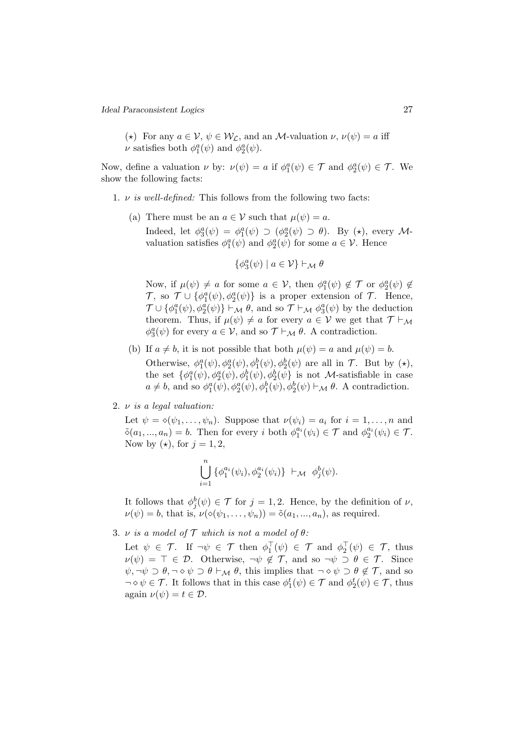($\star$) For any $a \in \mathcal{V}$, $\psi \in \mathcal{W}_{\mathcal{L}}$, and an $\mathcal{M}$-valuation $\nu$, $\nu(\psi) = a$ iff $\nu$ satisfies both $\phi_1^a(\psi)$ and $\phi_2^a(\psi)$.

Now, define a valuation $\nu$ by: $\nu(\psi) = a$ if $\phi_1^a(\psi) \in \mathcal{T}$ and $\phi_2^a(\psi) \in \mathcal{T}$. We show the following facts:

1. *$\nu$ is well-defined:* This follows from the following two facts:

   (a) There must be an $a \in \mathcal{V}$ such that $\mu(\psi) = a$.

   Indeed, let $\phi_3^a(\psi) = \phi_1^a(\psi) \supset (\phi_2^a(\psi) \supset \theta)$. By ($\star$), every $\mathcal{M}$-valuation satisfies $\phi_1^a(\psi)$ and $\phi_2^a(\psi)$ for some $a \in \mathcal{V}$. Hence

   $$\{\phi_3^a(\psi) \mid a \in \mathcal{V}\} \vdash_{\mathcal{M}} \theta$$

   Now, if $\mu(\psi) \neq a$ for some $a \in \mathcal{V}$, then $\phi_1^a(\psi) \notin \mathcal{T}$ or $\phi_2^a(\psi) \notin \mathcal{T}$, so $\mathcal{T} \cup \{\phi_1^a(\psi), \phi_2^a(\psi)\}$ is a proper extension of $\mathcal{T}$. Hence, $\mathcal{T} \cup \{\phi_1^a(\psi), \phi_2^a(\psi)\} \vdash_{\mathcal{M}} \theta$, and so $\mathcal{T} \vdash_{\mathcal{M}} \phi_3^a(\psi)$ by the deduction theorem. Thus, if $\mu(\psi) \neq a$ for every $a \in \mathcal{V}$ we get that $\mathcal{T} \vdash_{\mathcal{M}} \phi_3^a(\psi)$ for every $a \in \mathcal{V}$, and so $\mathcal{T} \vdash_{\mathcal{M}} \theta$. A contradiction.

   (b) If $a \neq b$, it is not possible that both $\mu(\psi) = a$ and $\mu(\psi) = b$.

   Otherwise, $\phi_1^a(\psi), \phi_2^a(\psi), \phi_1^b(\psi), \phi_2^b(\psi)$ are all in $\mathcal{T}$. But by ($\star$), the set $\{\phi_1^a(\psi), \phi_2^a(\psi), \phi_1^b(\psi), \phi_2^b(\psi)\}$ is not $\mathcal{M}$-satisfiable in case $a \neq b$, and so $\phi_1^a(\psi), \phi_2^a(\psi), \phi_1^b(\psi), \phi_2^b(\psi) \vdash_{\mathcal{M}} \theta$. A contradiction.

2. *$\nu$ is a legal valuation:*

   Let $\psi = \diamond(\psi_1, \ldots, \psi_n)$. Suppose that $\nu(\psi_i) = a_i$ for $i = 1, \ldots, n$ and $\tilde{\diamond}(a_1, ..., a_n) = b$. Then for every $i$ both $\phi_1^{a_i}(\psi_i) \in \mathcal{T}$ and $\phi_2^{a_i}(\psi_i) \in \mathcal{T}$. Now by ($\star$), for $j = 1, 2$,

   $$\bigcup_{i=1}^{n} \{\phi_1^{a_i}(\psi_i), \phi_2^{a_i}(\psi_i)\} \ \vdash_{\mathcal{M}} \ \phi_j^b(\psi).$$

   It follows that $\phi_j^b(\psi) \in \mathcal{T}$ for $j = 1, 2$. Hence, by the definition of $\nu$, $\nu(\psi) = b$, that is, $\nu(\diamond(\psi_1, \ldots, \psi_n)) = \tilde{\diamond}(a_1, ..., a_n)$, as required.

3. *$\nu$ is a model of $\mathcal{T}$ which is not a model of $\theta$:*

   Let $\psi \in \mathcal{T}$. If $\neg\psi \in \mathcal{T}$ then $\phi_1^{\top}(\psi) \in \mathcal{T}$ and $\phi_2^{\top}(\psi) \in \mathcal{T}$, thus $\nu(\psi) = \top \in \mathcal{D}$. Otherwise, $\neg\psi \notin \mathcal{T}$, and so $\neg\psi \supset \theta \in \mathcal{T}$. Since $\psi, \neg\psi \supset \theta, \neg \diamond \psi \supset \theta \vdash_{\mathcal{M}} \theta$, this implies that $\neg \diamond \psi \supset \theta \notin \mathcal{T}$, and so $\neg \diamond \psi \in \mathcal{T}$. It follows that in this case $\phi_1^t(\psi) \in \mathcal{T}$ and $\phi_2^t(\psi) \in \mathcal{T}$, thus again $\nu(\psi) = t \in \mathcal{D}$.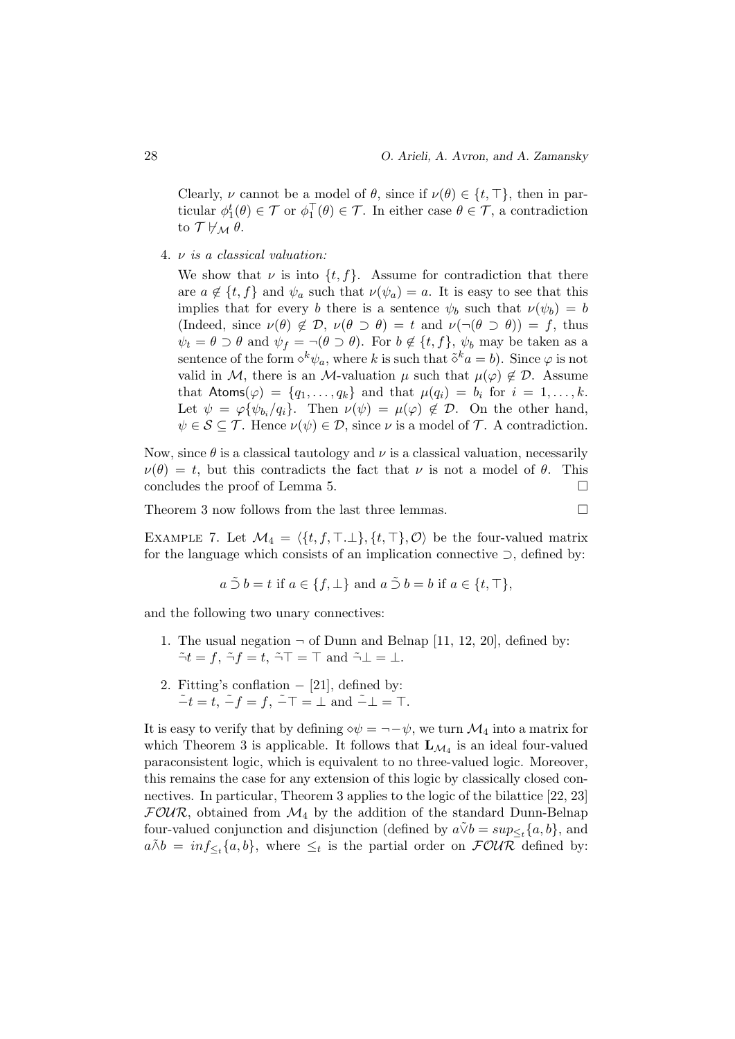Clearly, $\nu$ cannot be a model of $\theta$, since if $\nu(\theta) \in \{t, \top\}$, then in particular $\phi_1^t(\theta) \in \mathcal{T}$ or $\phi_1^\top(\theta) \in \mathcal{T}$. In either case $\theta \in \mathcal{T}$, a contradiction to $\mathcal{T} \not\vdash_{\mathcal{M}} \theta$.

4. *$\nu$ is a classical valuation:*

   We show that $\nu$ is into $\{t, f\}$. Assume for contradiction that there are $a \notin \{t, f\}$ and $\psi_a$ such that $\nu(\psi_a) = a$. It is easy to see that this implies that for every $b$ there is a sentence $\psi_b$ such that $\nu(\psi_b) = b$ (Indeed, since $\nu(\theta) \notin \mathcal{D}$, $\nu(\theta \supset \theta) = t$ and $\nu(\neg(\theta \supset \theta)) = f$, thus $\psi_t = \theta \supset \theta$ and $\psi_f = \neg(\theta \supset \theta)$. For $b \notin \{t, f\}$, $\psi_b$ may be taken as a sentence of the form $\diamond^k \psi_a$, where $k$ is such that $\tilde{\diamond}^k a = b$). Since $\varphi$ is not valid in $\mathcal{M}$, there is an $\mathcal{M}$-valuation $\mu$ such that $\mu(\varphi) \notin \mathcal{D}$. Assume that $\mathsf{Atoms}(\varphi) = \{q_1, \ldots, q_k\}$ and that $\mu(q_i) = b_i$ for $i = 1, \ldots, k$. Let $\psi = \varphi\{\psi_{b_i}/q_i\}$. Then $\nu(\psi) = \mu(\varphi) \notin \mathcal{D}$. On the other hand, $\psi \in \mathcal{S} \subseteq \mathcal{T}$. Hence $\nu(\psi) \in \mathcal{D}$, since $\nu$ is a model of $\mathcal{T}$. A contradiction.

Now, since $\theta$ is a classical tautology and $\nu$ is a classical valuation, necessarily $\nu(\theta) = t$, but this contradicts the fact that $\nu$ is not a model of $\theta$. This concludes the proof of Lemma 5. □

Theorem 3 now follows from the last three lemmas. □

EXAMPLE 7. Let $\mathcal{M}_4 = \langle \{t, f, \top . \bot\}, \{t, \top\}, \mathcal{O} \rangle$ be the four-valued matrix for the language which consists of an implication connective $\supset$, defined by:

$$a \,\tilde{\supset}\, b = t \text{ if } a \in \{f, \bot\} \text{ and } a \,\tilde{\supset}\, b = b \text{ if } a \in \{t, \top\},$$

and the following two unary connectives:

1. The usual negation $\neg$ of Dunn and Belnap [11, 12, 20], defined by: $\tilde{\neg} t = f$, $\tilde{\neg} f = t$, $\tilde{\neg} \top = \top$ and $\tilde{\neg} \bot = \bot$.
2. Fitting's conflation $-$ [21], defined by: $\tilde{-} t = t$, $\tilde{-} f = f$, $\tilde{-} \top = \bot$ and $\tilde{-} \bot = \top$.

It is easy to verify that by defining $\diamond \psi = \neg - \psi$, we turn $\mathcal{M}_4$ into a matrix for which Theorem 3 is applicable. It follows that $\mathbf{L}_{\mathcal{M}_4}$ is an ideal four-valued paraconsistent logic, which is equivalent to no three-valued logic. Moreover, this remains the case for any extension of this logic by classically closed connectives. In particular, Theorem 3 applies to the logic of the bilattice [22, 23] $\mathcal{FOUR}$, obtained from $\mathcal{M}_4$ by the addition of the standard Dunn-Belnap four-valued conjunction and disjunction (defined by $a \tilde{\vee} b = sup_{\leq_t}\{a, b\}$, and $a \tilde{\wedge} b = inf_{\leq_t}\{a, b\}$, where $\leq_t$ is the partial order on $\mathcal{FOUR}$ defined by: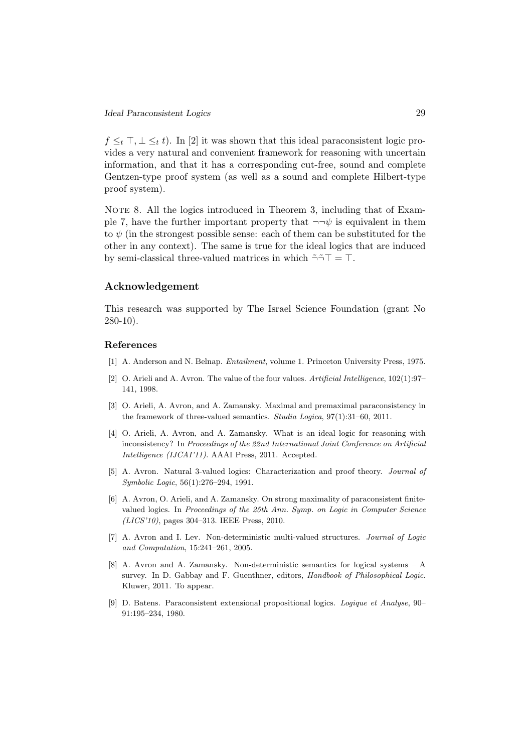$f \leq_t \top, \bot \leq_t t$). In [2] it was shown that this ideal paraconsistent logic provides a very natural and convenient framework for reasoning with uncertain information, and that it has a corresponding cut-free, sound and complete Gentzen-type proof system (as well as a sound and complete Hilbert-type proof system).

Note 8. All the logics introduced in Theorem 3, including that of Example 7, have the further important property that $\neg\neg\psi$ is equivalent in them to $\psi$ (in the strongest possible sense: each of them can be substituted for the other in any context). The same is true for the ideal logics that are induced by semi-classical three-valued matrices in which $\tilde{\neg}\tilde{\neg}\top = \top$.

## Acknowledgement

This research was supported by The Israel Science Foundation (grant No 280-10).

### References

[1] A. Anderson and N. Belnap. *Entailment*, volume 1. Princeton University Press, 1975.

[2] O. Arieli and A. Avron. The value of the four values. *Artificial Intelligence*, 102(1):97–141, 1998.

[3] O. Arieli, A. Avron, and A. Zamansky. Maximal and premaximal paraconsistency in the framework of three-valued semantics. *Studia Logica*, 97(1):31–60, 2011.

[4] O. Arieli, A. Avron, and A. Zamansky. What is an ideal logic for reasoning with inconsistency? In *Proceedings of the 22nd International Joint Conference on Artificial Intelligence (IJCAI'11)*. AAAI Press, 2011. Accepted.

[5] A. Avron. Natural 3-valued logics: Characterization and proof theory. *Journal of Symbolic Logic*, 56(1):276–294, 1991.

[6] A. Avron, O. Arieli, and A. Zamansky. On strong maximality of paraconsistent finite-valued logics. In *Proceedings of the 25th Ann. Symp. on Logic in Computer Science (LICS'10)*, pages 304–313. IEEE Press, 2010.

[7] A. Avron and I. Lev. Non-deterministic multi-valued structures. *Journal of Logic and Computation*, 15:241–261, 2005.

[8] A. Avron and A. Zamansky. Non-deterministic semantics for logical systems – A survey. In D. Gabbay and F. Guenthner, editors, *Handbook of Philosophical Logic*. Kluwer, 2011. To appear.

[9] D. Batens. Paraconsistent extensional propositional logics. *Logique et Analyse*, 90–91:195–234, 1980.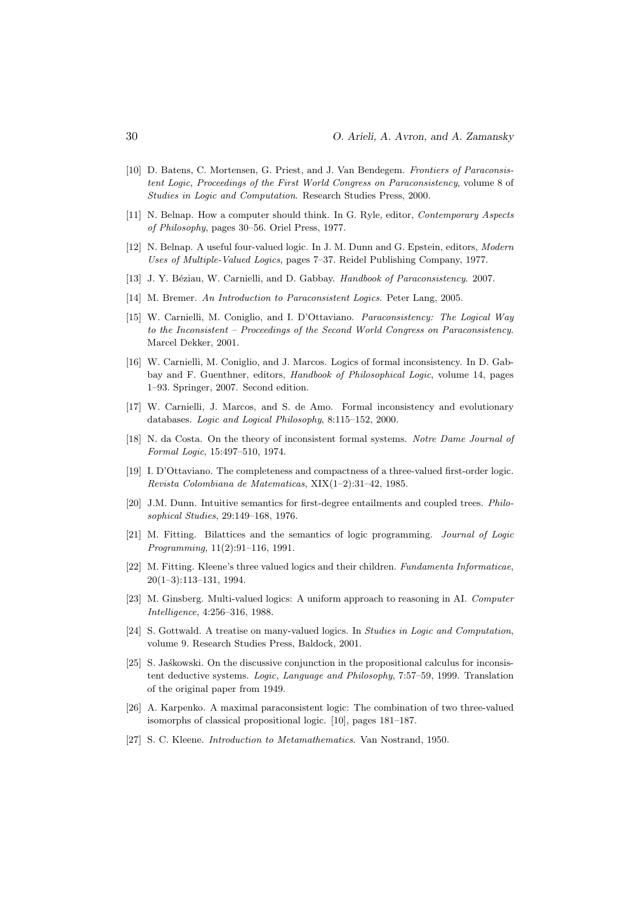[10] D. Batens, C. Mortensen, G. Priest, and J. Van Bendegem. *Frontiers of Paraconsistent Logic, Proceedings of the First World Congress on Paraconsistency*, volume 8 of *Studies in Logic and Computation*. Research Studies Press, 2000.

[11] N. Belnap. How a computer should think. In G. Ryle, editor, *Contemporary Aspects of Philosophy*, pages 30–56. Oriel Press, 1977.

[12] N. Belnap. A useful four-valued logic. In J. M. Dunn and G. Epstein, editors, *Modern Uses of Multiple-Valued Logics*, pages 7–37. Reidel Publishing Company, 1977.

[13] J. Y. Béziau, W. Carnielli, and D. Gabbay. *Handbook of Paraconsistency*. 2007.

[14] M. Bremer. *An Introduction to Paraconsistent Logics*. Peter Lang, 2005.

[15] W. Carnielli, M. Coniglio, and I. D'Ottaviano. *Paraconsistency: The Logical Way to the Inconsistent – Proceedings of the Second World Congress on Paraconsistency*. Marcel Dekker, 2001.

[16] W. Carnielli, M. Coniglio, and J. Marcos. Logics of formal inconsistency. In D. Gabbay and F. Guenthner, editors, *Handbook of Philosophical Logic*, volume 14, pages 1–93. Springer, 2007. Second edition.

[17] W. Carnielli, J. Marcos, and S. de Amo. Formal inconsistency and evolutionary databases. *Logic and Logical Philosophy*, 8:115–152, 2000.

[18] N. da Costa. On the theory of inconsistent formal systems. *Notre Dame Journal of Formal Logic*, 15:497–510, 1974.

[19] I. D'Ottaviano. The completeness and compactness of a three-valued first-order logic. *Revista Colombiana de Matematicas*, XIX(1–2):31–42, 1985.

[20] J.M. Dunn. Intuitive semantics for first-degree entailments and coupled trees. *Philosophical Studies*, 29:149–168, 1976.

[21] M. Fitting. Bilattices and the semantics of logic programming. *Journal of Logic Programming*, 11(2):91–116, 1991.

[22] M. Fitting. Kleene's three valued logics and their children. *Fundamenta Informaticae*, 20(1–3):113–131, 1994.

[23] M. Ginsberg. Multi-valued logics: A uniform approach to reasoning in AI. *Computer Intelligence*, 4:256–316, 1988.

[24] S. Gottwald. A treatise on many-valued logics. In *Studies in Logic and Computation*, volume 9. Research Studies Press, Baldock, 2001.

[25] S. Jaśkowski. On the discussive conjunction in the propositional calculus for inconsistent deductive systems. *Logic, Language and Philosophy*, 7:57–59, 1999. Translation of the original paper from 1949.

[26] A. Karpenko. A maximal paraconsistent logic: The combination of two three-valued isomorphs of classical propositional logic. [10], pages 181–187.

[27] S. C. Kleene. *Introduction to Metamathematics*. Van Nostrand, 1950.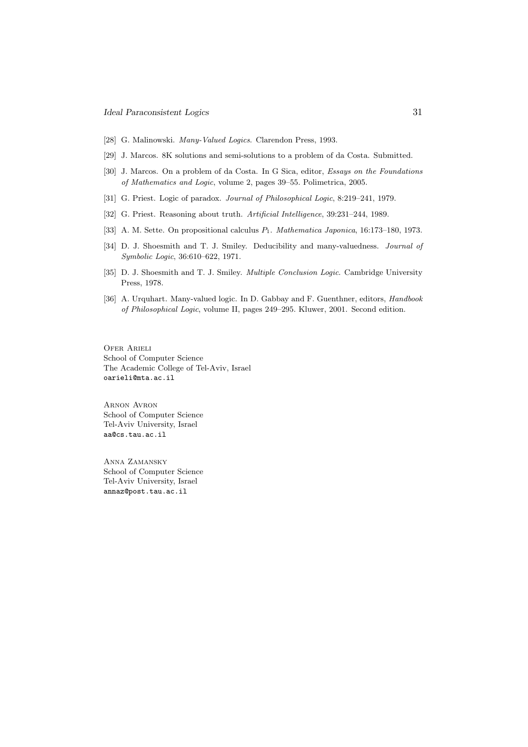[28] G. Malinowski. *Many-Valued Logics*. Clarendon Press, 1993.

[29] J. Marcos. 8K solutions and semi-solutions to a problem of da Costa. Submitted.

[30] J. Marcos. On a problem of da Costa. In G Sica, editor, *Essays on the Foundations of Mathematics and Logic*, volume 2, pages 39–55. Polimetrica, 2005.

[31] G. Priest. Logic of paradox. *Journal of Philosophical Logic*, 8:219–241, 1979.

[32] G. Priest. Reasoning about truth. *Artificial Intelligence*, 39:231–244, 1989.

[33] A. M. Sette. On propositional calculus $P_1$. *Mathematica Japonica*, 16:173–180, 1973.

[34] D. J. Shoesmith and T. J. Smiley. Deducibility and many-valuedness. *Journal of Symbolic Logic*, 36:610–622, 1971.

[35] D. J. Shoesmith and T. J. Smiley. *Multiple Conclusion Logic*. Cambridge University Press, 1978.

[36] A. Urquhart. Many-valued logic. In D. Gabbay and F. Guenthner, editors, *Handbook of Philosophical Logic*, volume II, pages 249–295. Kluwer, 2001. Second edition.

Ofer Arieli
School of Computer Science
The Academic College of Tel-Aviv, Israel
oarieli@mta.ac.il

Arnon Avron
School of Computer Science
Tel-Aviv University, Israel
aa@cs.tau.ac.il

Anna Zamansky
School of Computer Science
Tel-Aviv University, Israel
annaz@post.tau.ac.il